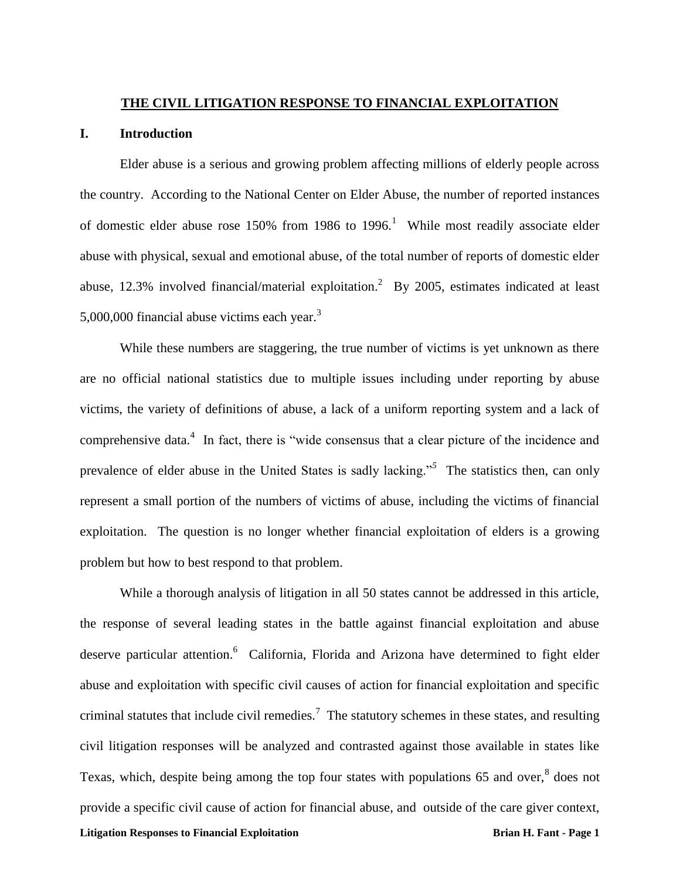# THE CIVIL LITIGATION RESPONSE TO FINANCIAL EXPLOITATION

## I. Introduction

Elder abuse is a serious and growing problem affecting millions of elderly people across the country. According to the National Center on Elder Abuse, the number of reported instances of domestic elder abuse rose 150% from 1986 to 1996.[1] While most readily associate elder abuse with physical, sexual and emotional abuse, of the total number of reports of domestic elder abuse, 12.3% involved financial/material exploitation.[2] By 2005, estimates indicated at least 5,000,000 financial abuse victims each year.[3]

While these numbers are staggering, the true number of victims is yet unknown as there are no official national statistics due to multiple issues including under reporting by abuse victims, the variety of definitions of abuse, a lack of a uniform reporting system and a lack of comprehensive data.[4] In fact, there is "wide consensus that a clear picture of the incidence and prevalence of elder abuse in the United States is sadly lacking."[5] The statistics then, can only represent a small portion of the numbers of victims of abuse, including the victims of financial exploitation. The question is no longer whether financial exploitation of elders is a growing problem but how to best respond to that problem.

While a thorough analysis of litigation in all 50 states cannot be addressed in this article, the response of several leading states in the battle against financial exploitation and abuse deserve particular attention.[6] California, Florida and Arizona have determined to fight elder abuse and exploitation with specific civil causes of action for financial exploitation and specific criminal statutes that include civil remedies.[7] The statutory schemes in these states, and resulting civil litigation responses will be analyzed and contrasted against those available in states like Texas, which, despite being among the top four states with populations 65 and over,[8] does not provide a specific civil cause of action for financial abuse, and outside of the care giver context,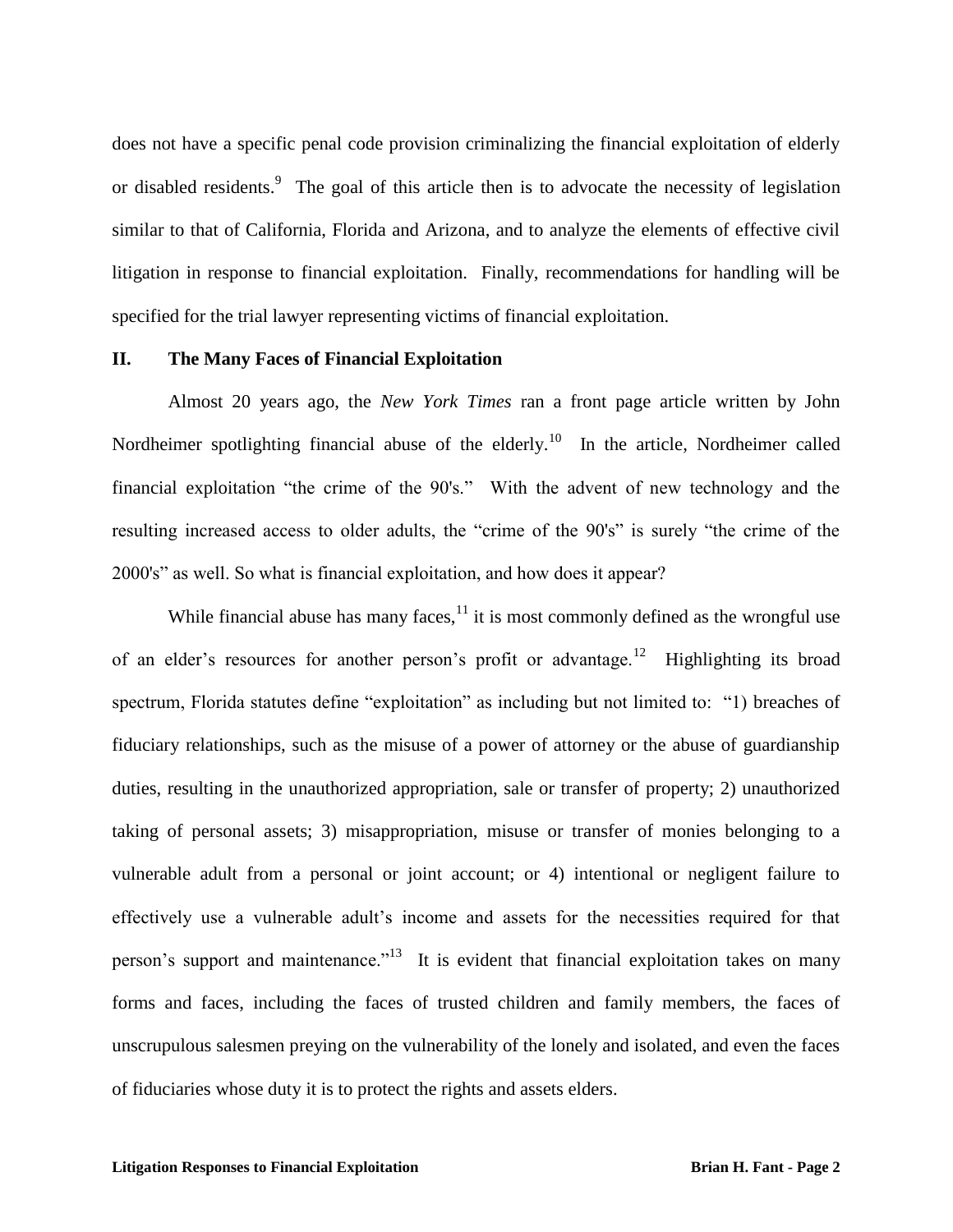does not have a specific penal code provision criminalizing the financial exploitation of elderly or disabled residents.[9] The goal of this article then is to advocate the necessity of legislation similar to that of California, Florida and Arizona, and to analyze the elements of effective civil litigation in response to financial exploitation. Finally, recommendations for handling will be specified for the trial lawyer representing victims of financial exploitation.

## II. The Many Faces of Financial Exploitation

Almost 20 years ago, the *New York Times* ran a front page article written by John Nordheimer spotlighting financial abuse of the elderly.[10] In the article, Nordheimer called financial exploitation "the crime of the 90's." With the advent of new technology and the resulting increased access to older adults, the "crime of the 90's" is surely "the crime of the 2000's" as well. So what is financial exploitation, and how does it appear?

While financial abuse has many faces,[11] it is most commonly defined as the wrongful use of an elder's resources for another person's profit or advantage.[12] Highlighting its broad spectrum, Florida statutes define "exploitation" as including but not limited to: "1) breaches of fiduciary relationships, such as the misuse of a power of attorney or the abuse of guardianship duties, resulting in the unauthorized appropriation, sale or transfer of property; 2) unauthorized taking of personal assets; 3) misappropriation, misuse or transfer of monies belonging to a vulnerable adult from a personal or joint account; or 4) intentional or negligent failure to effectively use a vulnerable adult's income and assets for the necessities required for that person's support and maintenance."[13] It is evident that financial exploitation takes on many forms and faces, including the faces of trusted children and family members, the faces of unscrupulous salesmen preying on the vulnerability of the lonely and isolated, and even the faces of fiduciaries whose duty it is to protect the rights and assets elders.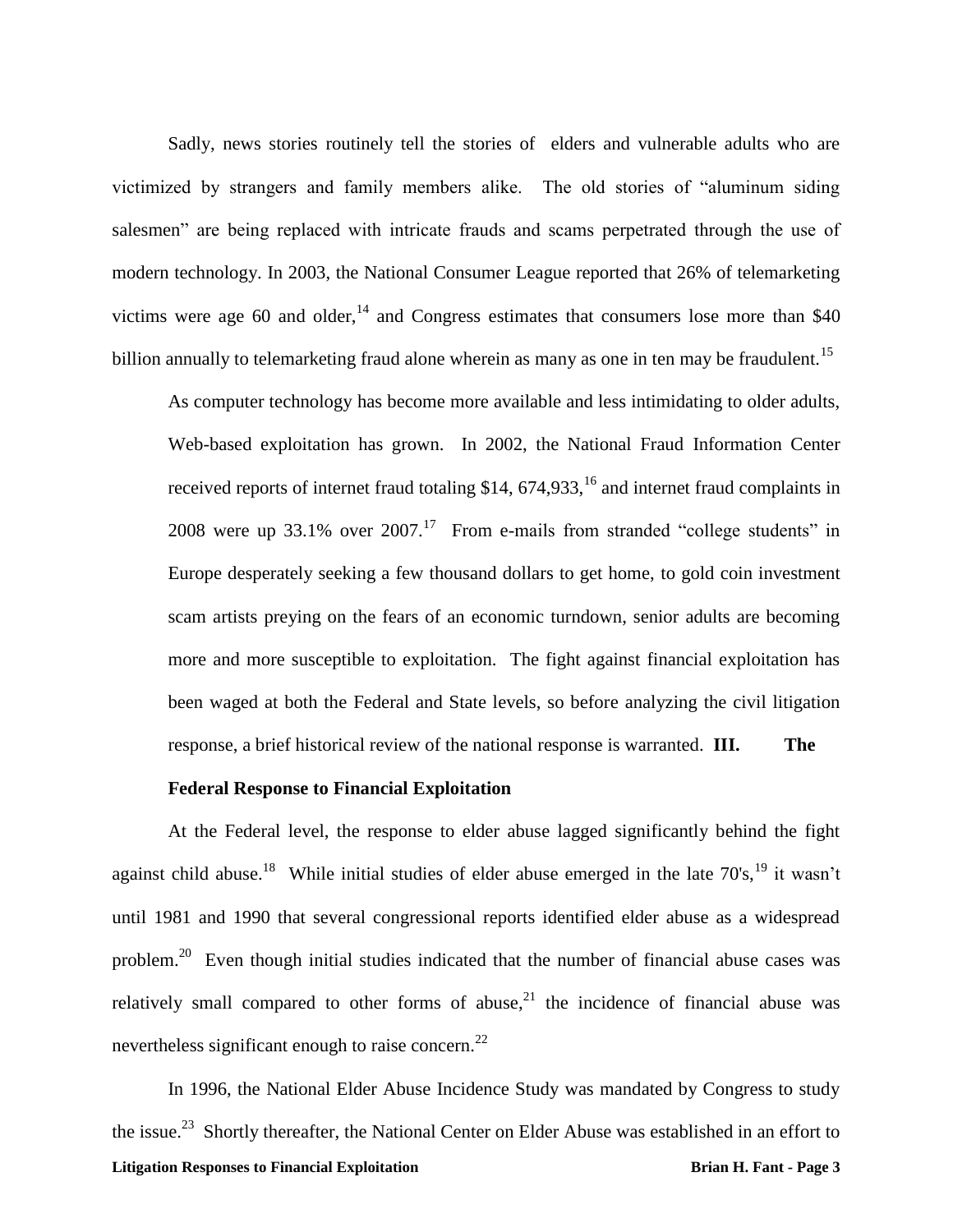Sadly, news stories routinely tell the stories of elders and vulnerable adults who are victimized by strangers and family members alike. The old stories of "aluminum siding salesmen" are being replaced with intricate frauds and scams perpetrated through the use of modern technology. In 2003, the National Consumer League reported that 26% of telemarketing victims were age 60 and older,[14] and Congress estimates that consumers lose more than $40 billion annually to telemarketing fraud alone wherein as many as one in ten may be fraudulent.[15]

As computer technology has become more available and less intimidating to older adults, Web-based exploitation has grown. In 2002, the National Fraud Information Center received reports of internet fraud totaling $14, 674,933,[16] and internet fraud complaints in 2008 were up 33.1% over 2007.[17] From e-mails from stranded "college students" in Europe desperately seeking a few thousand dollars to get home, to gold coin investment scam artists preying on the fears of an economic turndown, senior adults are becoming more and more susceptible to exploitation. The fight against financial exploitation has been waged at both the Federal and State levels, so before analyzing the civil litigation response, a brief historical review of the national response is warranted.

## III. The Federal Response to Financial Exploitation

At the Federal level, the response to elder abuse lagged significantly behind the fight against child abuse.[18] While initial studies of elder abuse emerged in the late 70's,[19] it wasn't until 1981 and 1990 that several congressional reports identified elder abuse as a widespread problem.[20] Even though initial studies indicated that the number of financial abuse cases was relatively small compared to other forms of abuse,[21] the incidence of financial abuse was nevertheless significant enough to raise concern.[22]

In 1996, the National Elder Abuse Incidence Study was mandated by Congress to study the issue.[23] Shortly thereafter, the National Center on Elder Abuse was established in an effort to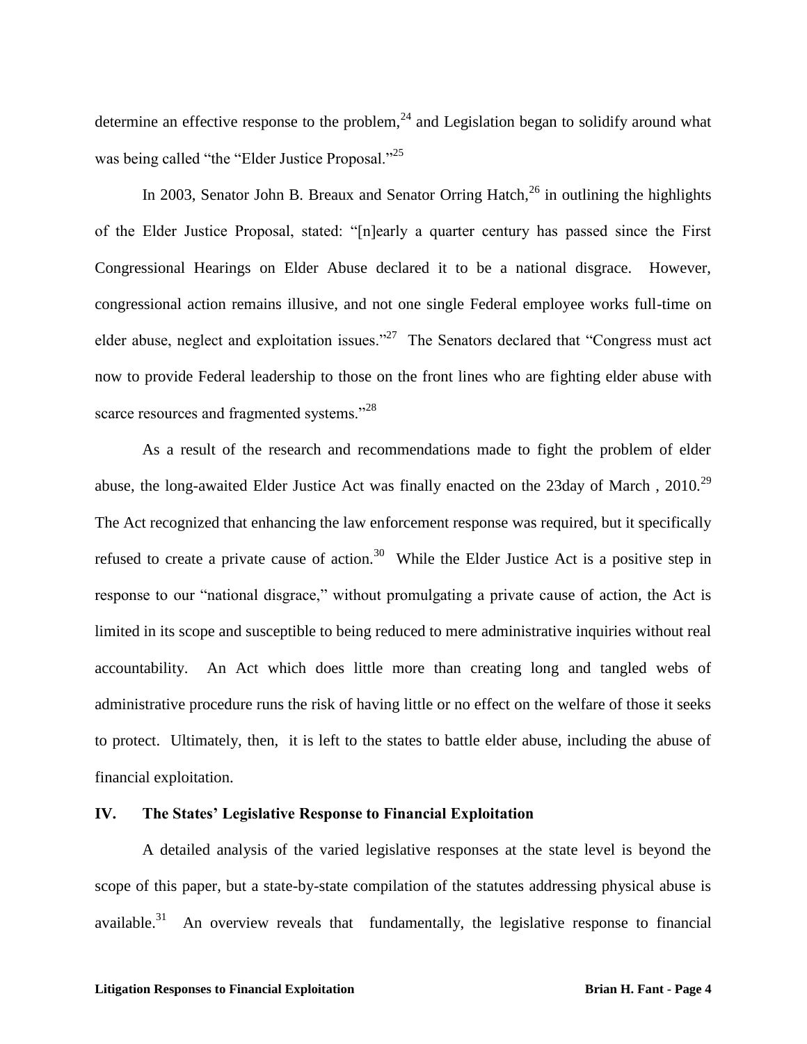determine an effective response to the problem,[24] and Legislation began to solidify around what was being called "the "Elder Justice Proposal."[25]

In 2003, Senator John B. Breaux and Senator Orring Hatch,[26] in outlining the highlights of the Elder Justice Proposal, stated: "[n]early a quarter century has passed since the First Congressional Hearings on Elder Abuse declared it to be a national disgrace. However, congressional action remains illusive, and not one single Federal employee works full-time on elder abuse, neglect and exploitation issues."[27] The Senators declared that "Congress must act now to provide Federal leadership to those on the front lines who are fighting elder abuse with scarce resources and fragmented systems."[28]

As a result of the research and recommendations made to fight the problem of elder abuse, the long-awaited Elder Justice Act was finally enacted on the 23day of March , 2010.[29] The Act recognized that enhancing the law enforcement response was required, but it specifically refused to create a private cause of action.[30] While the Elder Justice Act is a positive step in response to our "national disgrace," without promulgating a private cause of action, the Act is limited in its scope and susceptible to being reduced to mere administrative inquiries without real accountability. An Act which does little more than creating long and tangled webs of administrative procedure runs the risk of having little or no effect on the welfare of those it seeks to protect. Ultimately, then, it is left to the states to battle elder abuse, including the abuse of financial exploitation.

## IV. The States' Legislative Response to Financial Exploitation

A detailed analysis of the varied legislative responses at the state level is beyond the scope of this paper, but a state-by-state compilation of the statutes addressing physical abuse is available.[31] An overview reveals that fundamentally, the legislative response to financial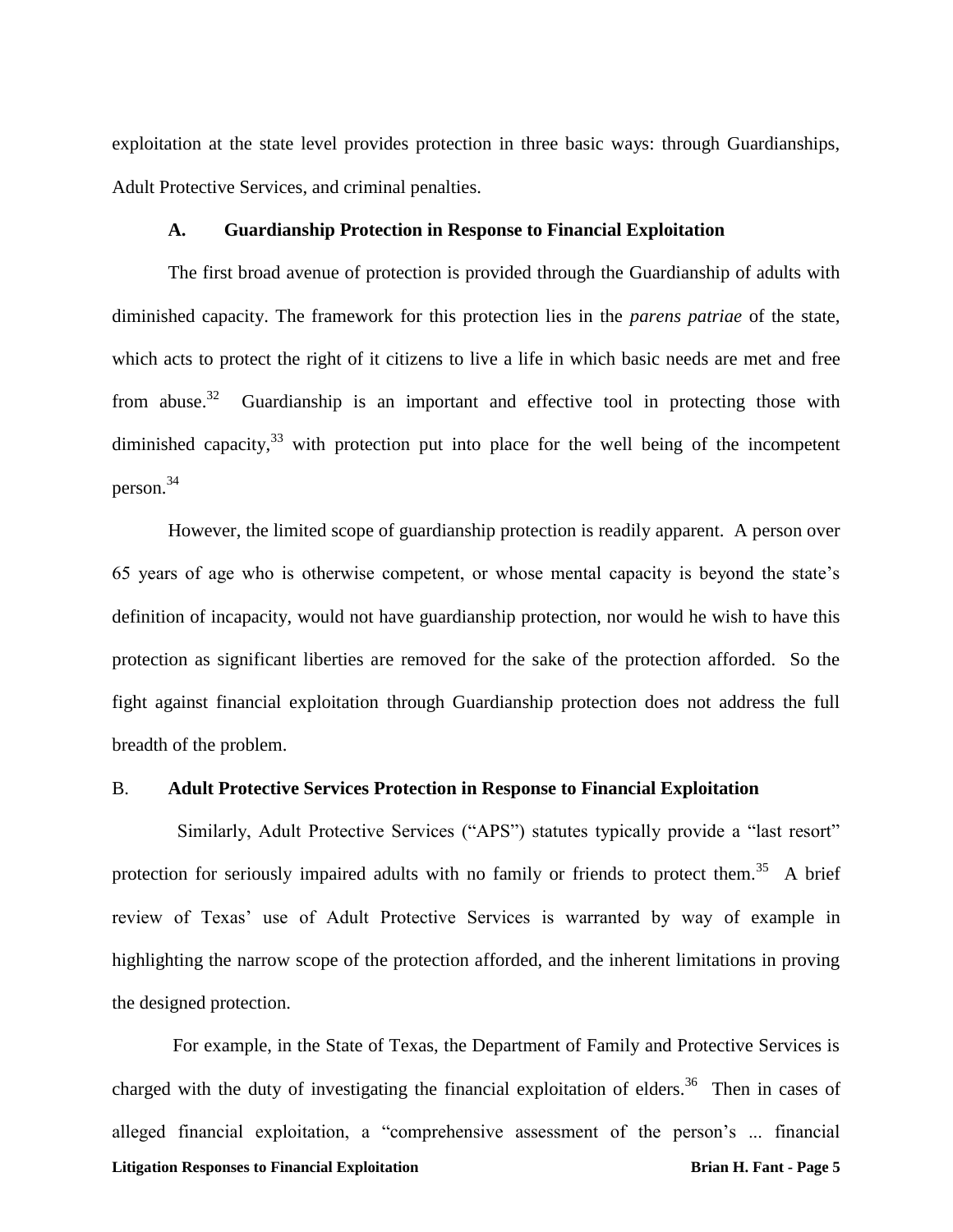exploitation at the state level provides protection in three basic ways: through Guardianships, Adult Protective Services, and criminal penalties.

### A. Guardianship Protection in Response to Financial Exploitation

The first broad avenue of protection is provided through the Guardianship of adults with diminished capacity. The framework for this protection lies in the *parens patriae* of the state, which acts to protect the right of it citizens to live a life in which basic needs are met and free from abuse.[32] Guardianship is an important and effective tool in protecting those with diminished capacity,[33] with protection put into place for the well being of the incompetent person.[34]

However, the limited scope of guardianship protection is readily apparent. A person over 65 years of age who is otherwise competent, or whose mental capacity is beyond the state's definition of incapacity, would not have guardianship protection, nor would he wish to have this protection as significant liberties are removed for the sake of the protection afforded. So the fight against financial exploitation through Guardianship protection does not address the full breadth of the problem.

### B. Adult Protective Services Protection in Response to Financial Exploitation

Similarly, Adult Protective Services ("APS") statutes typically provide a "last resort" protection for seriously impaired adults with no family or friends to protect them.[35] A brief review of Texas' use of Adult Protective Services is warranted by way of example in highlighting the narrow scope of the protection afforded, and the inherent limitations in proving the designed protection.

For example, in the State of Texas, the Department of Family and Protective Services is charged with the duty of investigating the financial exploitation of elders.[36] Then in cases of alleged financial exploitation, a "comprehensive assessment of the person's ... financial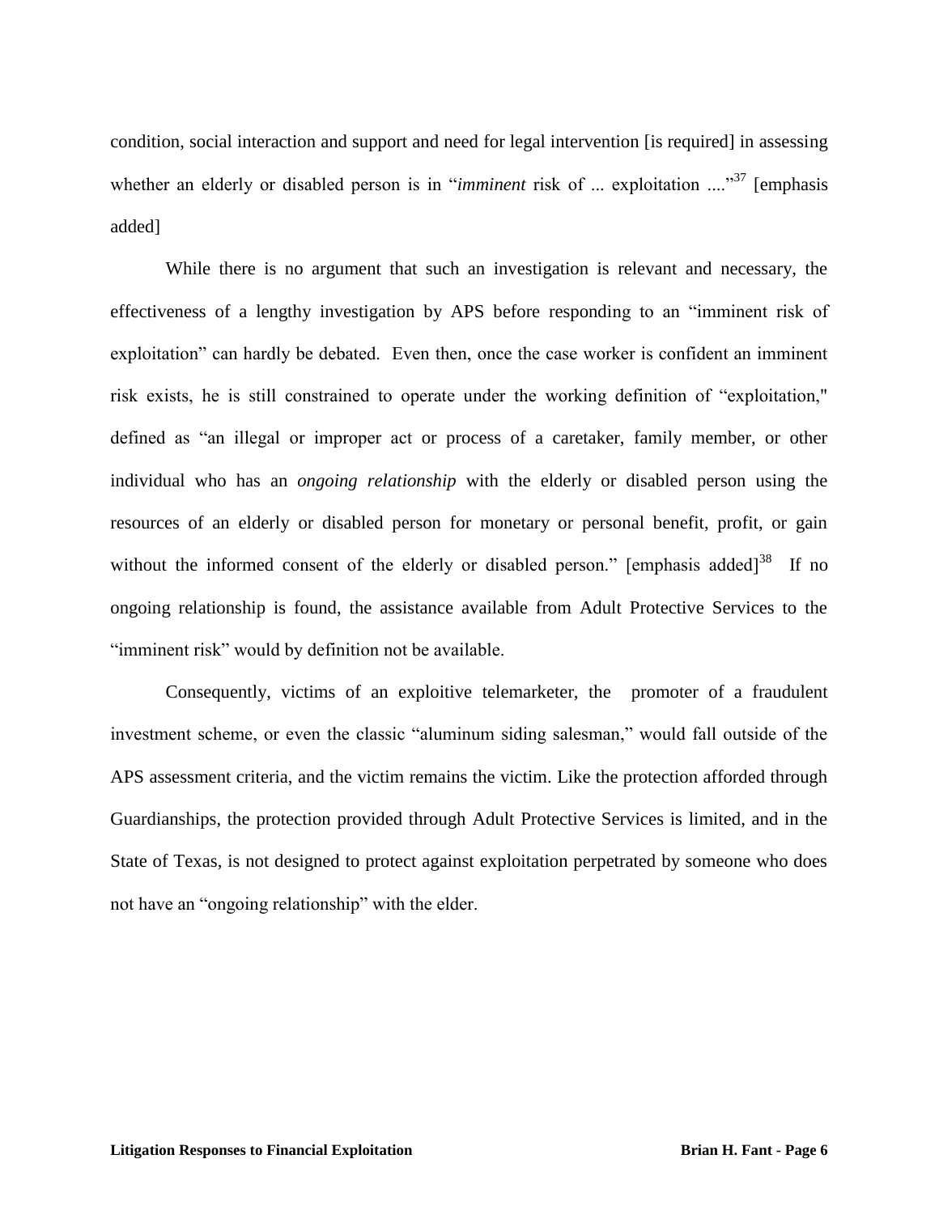condition, social interaction and support and need for legal intervention [is required] in assessing whether an elderly or disabled person is in "*imminent* risk of ... exploitation ...."[37] [emphasis added]

While there is no argument that such an investigation is relevant and necessary, the effectiveness of a lengthy investigation by APS before responding to an "imminent risk of exploitation" can hardly be debated. Even then, once the case worker is confident an imminent risk exists, he is still constrained to operate under the working definition of "exploitation," defined as "an illegal or improper act or process of a caretaker, family member, or other individual who has an *ongoing relationship* with the elderly or disabled person using the resources of an elderly or disabled person for monetary or personal benefit, profit, or gain without the informed consent of the elderly or disabled person." [emphasis added][38] If no ongoing relationship is found, the assistance available from Adult Protective Services to the "imminent risk" would by definition not be available.

Consequently, victims of an exploitive telemarketer, the promoter of a fraudulent investment scheme, or even the classic "aluminum siding salesman," would fall outside of the APS assessment criteria, and the victim remains the victim. Like the protection afforded through Guardianships, the protection provided through Adult Protective Services is limited, and in the State of Texas, is not designed to protect against exploitation perpetrated by someone who does not have an "ongoing relationship" with the elder.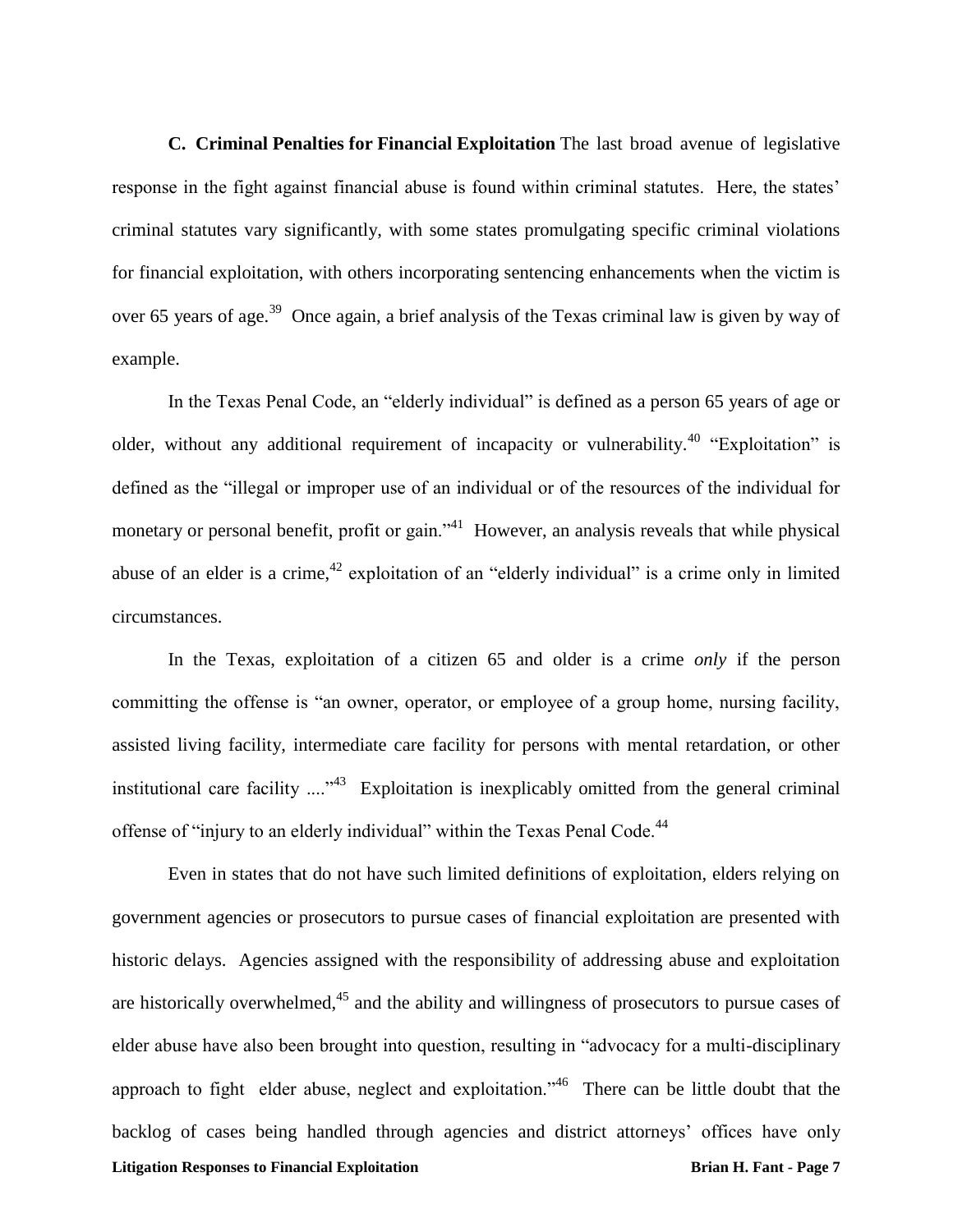**C. Criminal Penalties for Financial Exploitation** The last broad avenue of legislative response in the fight against financial abuse is found within criminal statutes. Here, the states' criminal statutes vary significantly, with some states promulgating specific criminal violations for financial exploitation, with others incorporating sentencing enhancements when the victim is over 65 years of age.[39] Once again, a brief analysis of the Texas criminal law is given by way of example.

In the Texas Penal Code, an "elderly individual" is defined as a person 65 years of age or older, without any additional requirement of incapacity or vulnerability.[40] "Exploitation" is defined as the "illegal or improper use of an individual or of the resources of the individual for monetary or personal benefit, profit or gain."[41] However, an analysis reveals that while physical abuse of an elder is a crime,[42] exploitation of an "elderly individual" is a crime only in limited circumstances.

In the Texas, exploitation of a citizen 65 and older is a crime *only* if the person committing the offense is "an owner, operator, or employee of a group home, nursing facility, assisted living facility, intermediate care facility for persons with mental retardation, or other institutional care facility ...."[43] Exploitation is inexplicably omitted from the general criminal offense of "injury to an elderly individual" within the Texas Penal Code.[44]

Even in states that do not have such limited definitions of exploitation, elders relying on government agencies or prosecutors to pursue cases of financial exploitation are presented with historic delays. Agencies assigned with the responsibility of addressing abuse and exploitation are historically overwhelmed,[45] and the ability and willingness of prosecutors to pursue cases of elder abuse have also been brought into question, resulting in "advocacy for a multi-disciplinary approach to fight elder abuse, neglect and exploitation."[46] There can be little doubt that the backlog of cases being handled through agencies and district attorneys' offices have only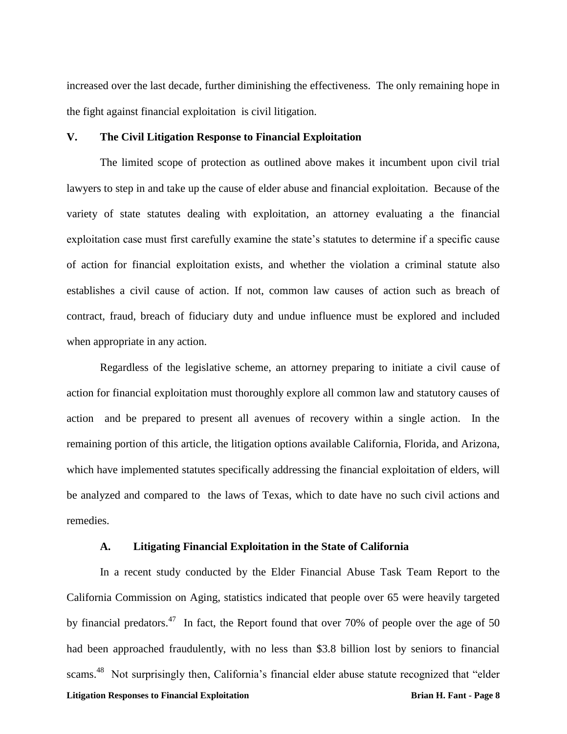increased over the last decade, further diminishing the effectiveness. The only remaining hope in the fight against financial exploitation is civil litigation.

## V. The Civil Litigation Response to Financial Exploitation

The limited scope of protection as outlined above makes it incumbent upon civil trial lawyers to step in and take up the cause of elder abuse and financial exploitation. Because of the variety of state statutes dealing with exploitation, an attorney evaluating a the financial exploitation case must first carefully examine the state's statutes to determine if a specific cause of action for financial exploitation exists, and whether the violation a criminal statute also establishes a civil cause of action. If not, common law causes of action such as breach of contract, fraud, breach of fiduciary duty and undue influence must be explored and included when appropriate in any action.

Regardless of the legislative scheme, an attorney preparing to initiate a civil cause of action for financial exploitation must thoroughly explore all common law and statutory causes of action and be prepared to present all avenues of recovery within a single action. In the remaining portion of this article, the litigation options available California, Florida, and Arizona, which have implemented statutes specifically addressing the financial exploitation of elders, will be analyzed and compared to the laws of Texas, which to date have no such civil actions and remedies.

### A. Litigating Financial Exploitation in the State of California

In a recent study conducted by the Elder Financial Abuse Task Team Report to the California Commission on Aging, statistics indicated that people over 65 were heavily targeted by financial predators.[47] In fact, the Report found that over 70% of people over the age of 50 had been approached fraudulently, with no less than \$3.8 billion lost by seniors to financial scams.[48] Not surprisingly then, California's financial elder abuse statute recognized that "elder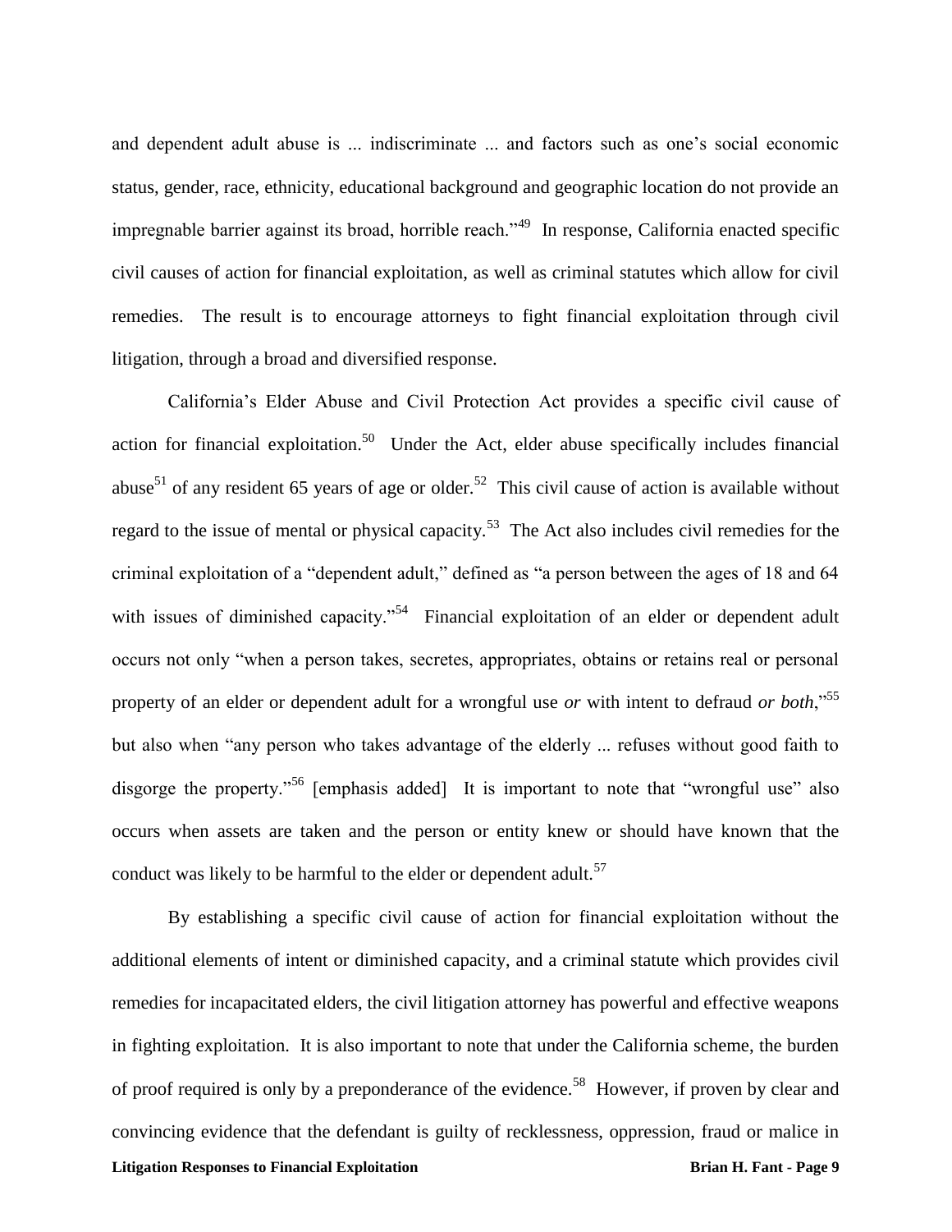and dependent adult abuse is ... indiscriminate ... and factors such as one's social economic status, gender, race, ethnicity, educational background and geographic location do not provide an impregnable barrier against its broad, horrible reach."[49] In response, California enacted specific civil causes of action for financial exploitation, as well as criminal statutes which allow for civil remedies. The result is to encourage attorneys to fight financial exploitation through civil litigation, through a broad and diversified response.

California's Elder Abuse and Civil Protection Act provides a specific civil cause of action for financial exploitation.[50] Under the Act, elder abuse specifically includes financial abuse[51] of any resident 65 years of age or older.[52] This civil cause of action is available without regard to the issue of mental or physical capacity.[53] The Act also includes civil remedies for the criminal exploitation of a "dependent adult," defined as "a person between the ages of 18 and 64 with issues of diminished capacity."[54] Financial exploitation of an elder or dependent adult occurs not only "when a person takes, secretes, appropriates, obtains or retains real or personal property of an elder or dependent adult for a wrongful use *or* with intent to defraud *or both*,"[55] but also when "any person who takes advantage of the elderly ... refuses without good faith to disgorge the property."[56] [emphasis added] It is important to note that "wrongful use" also occurs when assets are taken and the person or entity knew or should have known that the conduct was likely to be harmful to the elder or dependent adult.[57]

By establishing a specific civil cause of action for financial exploitation without the additional elements of intent or diminished capacity, and a criminal statute which provides civil remedies for incapacitated elders, the civil litigation attorney has powerful and effective weapons in fighting exploitation. It is also important to note that under the California scheme, the burden of proof required is only by a preponderance of the evidence.[58] However, if proven by clear and convincing evidence that the defendant is guilty of recklessness, oppression, fraud or malice in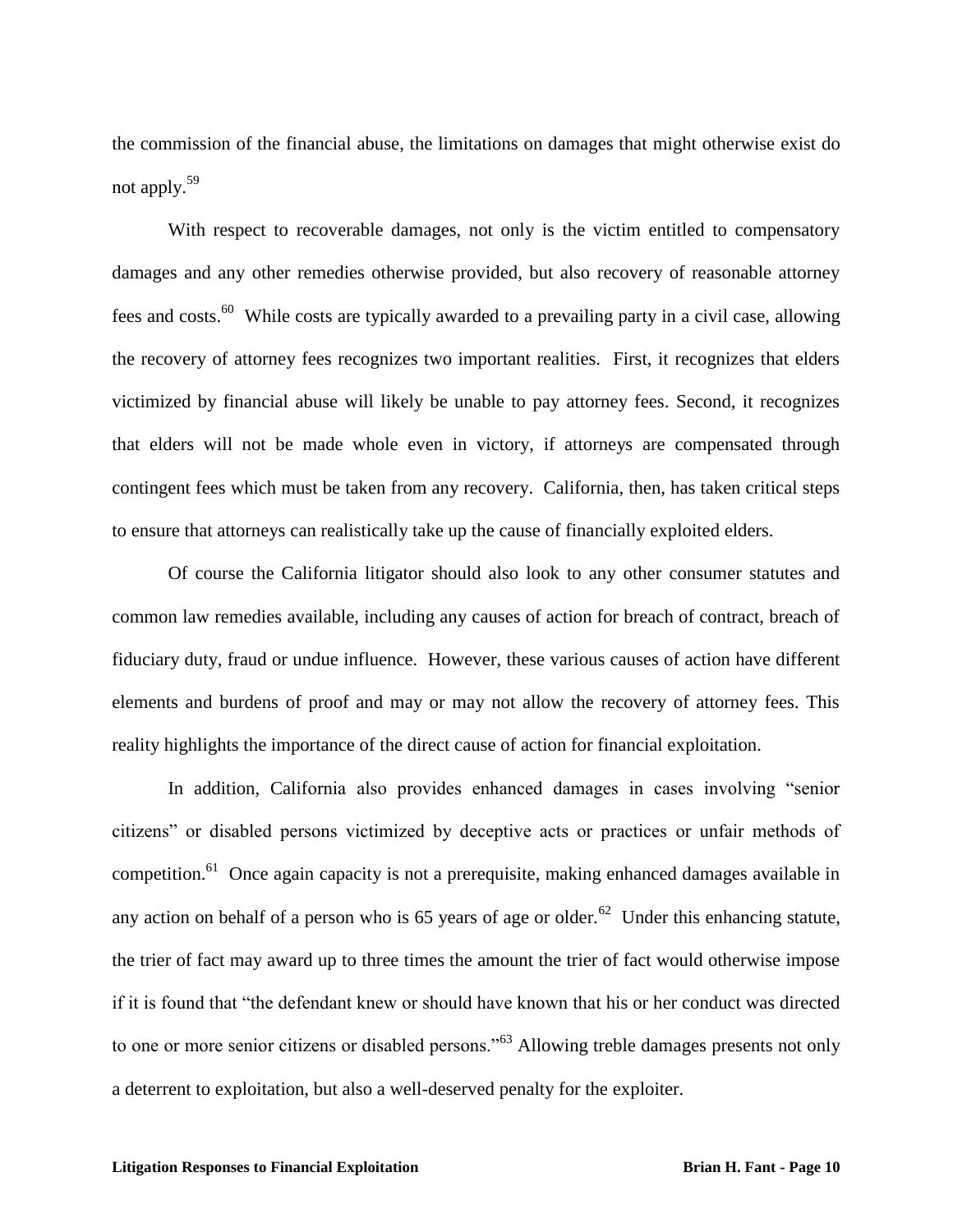the commission of the financial abuse, the limitations on damages that might otherwise exist do not apply.[59]

With respect to recoverable damages, not only is the victim entitled to compensatory damages and any other remedies otherwise provided, but also recovery of reasonable attorney fees and costs.[60] While costs are typically awarded to a prevailing party in a civil case, allowing the recovery of attorney fees recognizes two important realities. First, it recognizes that elders victimized by financial abuse will likely be unable to pay attorney fees. Second, it recognizes that elders will not be made whole even in victory, if attorneys are compensated through contingent fees which must be taken from any recovery. California, then, has taken critical steps to ensure that attorneys can realistically take up the cause of financially exploited elders.

Of course the California litigator should also look to any other consumer statutes and common law remedies available, including any causes of action for breach of contract, breach of fiduciary duty, fraud or undue influence. However, these various causes of action have different elements and burdens of proof and may or may not allow the recovery of attorney fees. This reality highlights the importance of the direct cause of action for financial exploitation.

In addition, California also provides enhanced damages in cases involving "senior citizens" or disabled persons victimized by deceptive acts or practices or unfair methods of competition.[61] Once again capacity is not a prerequisite, making enhanced damages available in any action on behalf of a person who is 65 years of age or older.[62] Under this enhancing statute, the trier of fact may award up to three times the amount the trier of fact would otherwise impose if it is found that "the defendant knew or should have known that his or her conduct was directed to one or more senior citizens or disabled persons."[63] Allowing treble damages presents not only a deterrent to exploitation, but also a well-deserved penalty for the exploiter.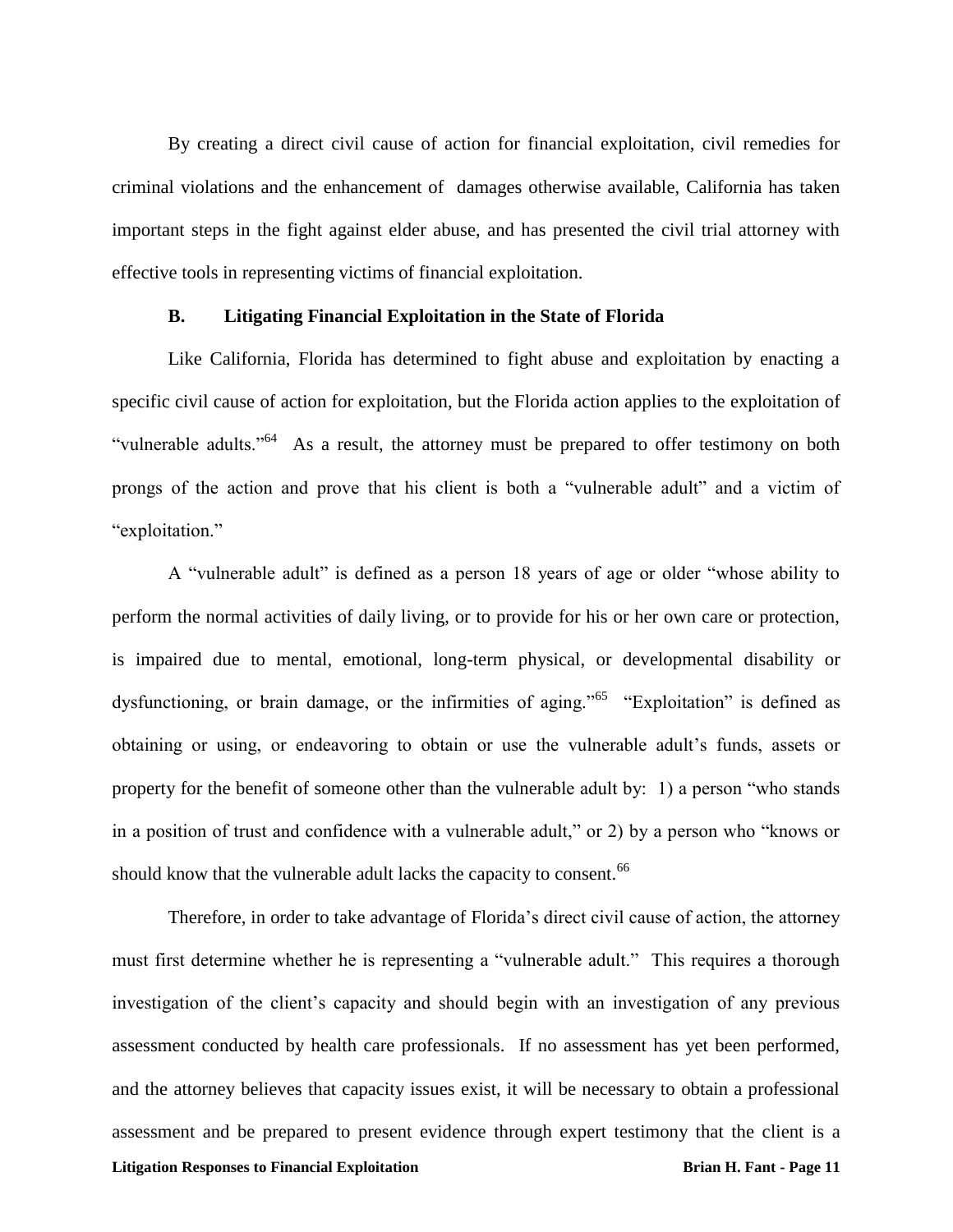By creating a direct civil cause of action for financial exploitation, civil remedies for criminal violations and the enhancement of damages otherwise available, California has taken important steps in the fight against elder abuse, and has presented the civil trial attorney with effective tools in representing victims of financial exploitation.

### B. Litigating Financial Exploitation in the State of Florida

Like California, Florida has determined to fight abuse and exploitation by enacting a specific civil cause of action for exploitation, but the Florida action applies to the exploitation of "vulnerable adults."[64] As a result, the attorney must be prepared to offer testimony on both prongs of the action and prove that his client is both a "vulnerable adult" and a victim of "exploitation."

A "vulnerable adult" is defined as a person 18 years of age or older "whose ability to perform the normal activities of daily living, or to provide for his or her own care or protection, is impaired due to mental, emotional, long-term physical, or developmental disability or dysfunctioning, or brain damage, or the infirmities of aging."[65] "Exploitation" is defined as obtaining or using, or endeavoring to obtain or use the vulnerable adult's funds, assets or property for the benefit of someone other than the vulnerable adult by: 1) a person "who stands in a position of trust and confidence with a vulnerable adult," or 2) by a person who "knows or should know that the vulnerable adult lacks the capacity to consent.[66]

Therefore, in order to take advantage of Florida's direct civil cause of action, the attorney must first determine whether he is representing a "vulnerable adult." This requires a thorough investigation of the client's capacity and should begin with an investigation of any previous assessment conducted by health care professionals. If no assessment has yet been performed, and the attorney believes that capacity issues exist, it will be necessary to obtain a professional assessment and be prepared to present evidence through expert testimony that the client is a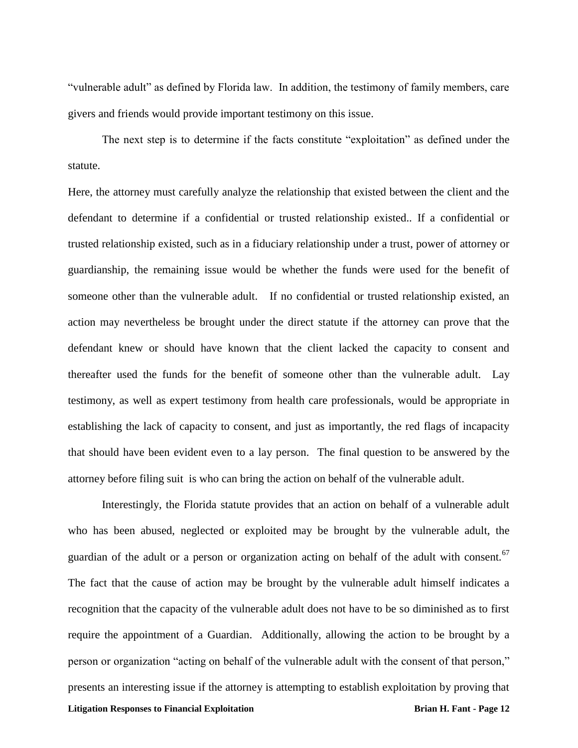"vulnerable adult" as defined by Florida law. In addition, the testimony of family members, care givers and friends would provide important testimony on this issue.

The next step is to determine if the facts constitute "exploitation" as defined under the statute.

Here, the attorney must carefully analyze the relationship that existed between the client and the defendant to determine if a confidential or trusted relationship existed.. If a confidential or trusted relationship existed, such as in a fiduciary relationship under a trust, power of attorney or guardianship, the remaining issue would be whether the funds were used for the benefit of someone other than the vulnerable adult. If no confidential or trusted relationship existed, an action may nevertheless be brought under the direct statute if the attorney can prove that the defendant knew or should have known that the client lacked the capacity to consent and thereafter used the funds for the benefit of someone other than the vulnerable adult. Lay testimony, as well as expert testimony from health care professionals, would be appropriate in establishing the lack of capacity to consent, and just as importantly, the red flags of incapacity that should have been evident even to a lay person. The final question to be answered by the attorney before filing suit is who can bring the action on behalf of the vulnerable adult.

Interestingly, the Florida statute provides that an action on behalf of a vulnerable adult who has been abused, neglected or exploited may be brought by the vulnerable adult, the guardian of the adult or a person or organization acting on behalf of the adult with consent.[67] The fact that the cause of action may be brought by the vulnerable adult himself indicates a recognition that the capacity of the vulnerable adult does not have to be so diminished as to first require the appointment of a Guardian. Additionally, allowing the action to be brought by a person or organization "acting on behalf of the vulnerable adult with the consent of that person," presents an interesting issue if the attorney is attempting to establish exploitation by proving that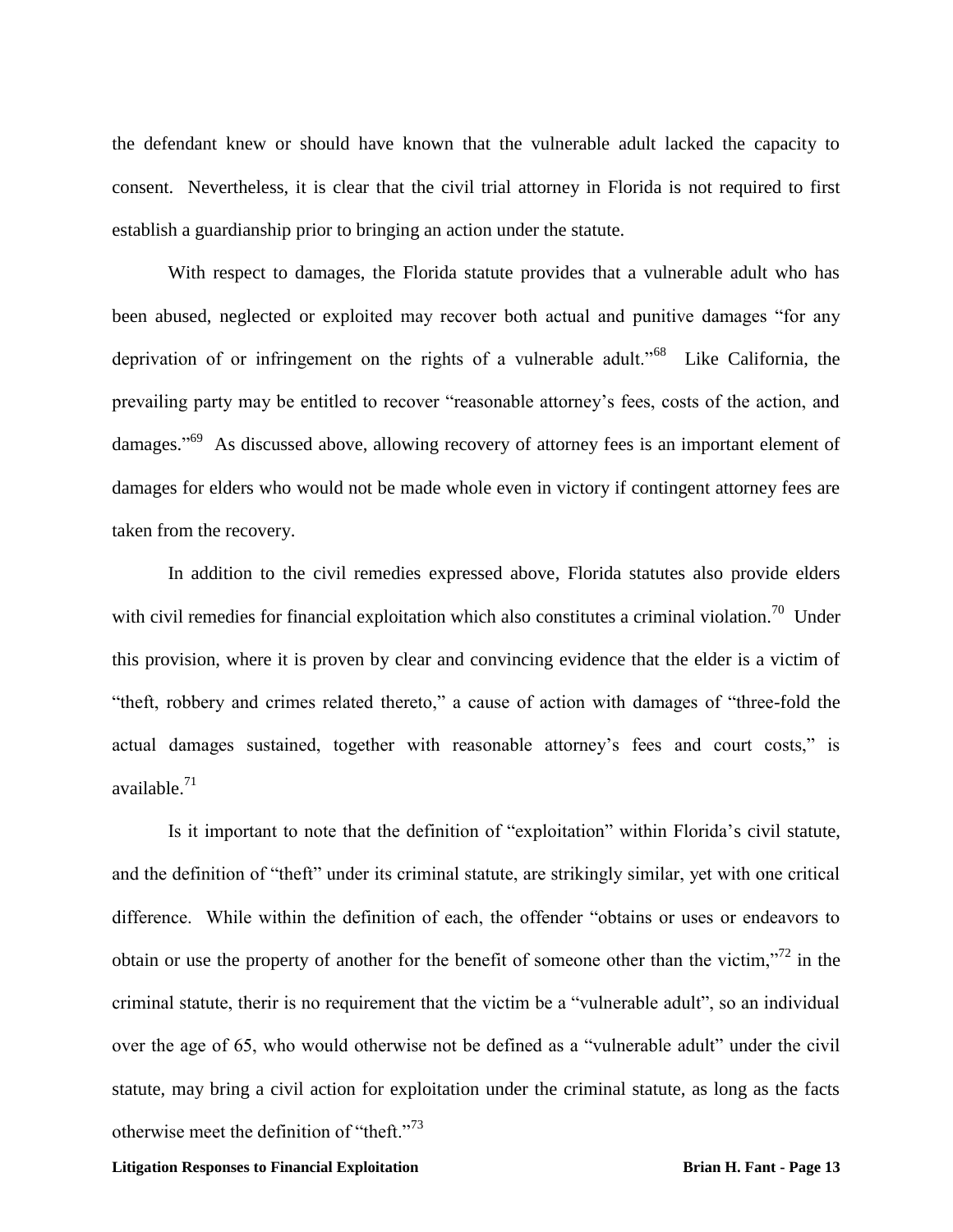the defendant knew or should have known that the vulnerable adult lacked the capacity to consent. Nevertheless, it is clear that the civil trial attorney in Florida is not required to first establish a guardianship prior to bringing an action under the statute.

With respect to damages, the Florida statute provides that a vulnerable adult who has been abused, neglected or exploited may recover both actual and punitive damages "for any deprivation of or infringement on the rights of a vulnerable adult."[68] Like California, the prevailing party may be entitled to recover "reasonable attorney's fees, costs of the action, and damages."[69] As discussed above, allowing recovery of attorney fees is an important element of damages for elders who would not be made whole even in victory if contingent attorney fees are taken from the recovery.

In addition to the civil remedies expressed above, Florida statutes also provide elders with civil remedies for financial exploitation which also constitutes a criminal violation.[70] Under this provision, where it is proven by clear and convincing evidence that the elder is a victim of "theft, robbery and crimes related thereto," a cause of action with damages of "three-fold the actual damages sustained, together with reasonable attorney's fees and court costs," is available.[71]

Is it important to note that the definition of "exploitation" within Florida's civil statute, and the definition of "theft" under its criminal statute, are strikingly similar, yet with one critical difference. While within the definition of each, the offender "obtains or uses or endeavors to obtain or use the property of another for the benefit of someone other than the victim,"[72] in the criminal statute, therir is no requirement that the victim be a "vulnerable adult", so an individual over the age of 65, who would otherwise not be defined as a "vulnerable adult" under the civil statute, may bring a civil action for exploitation under the criminal statute, as long as the facts otherwise meet the definition of "theft."[73]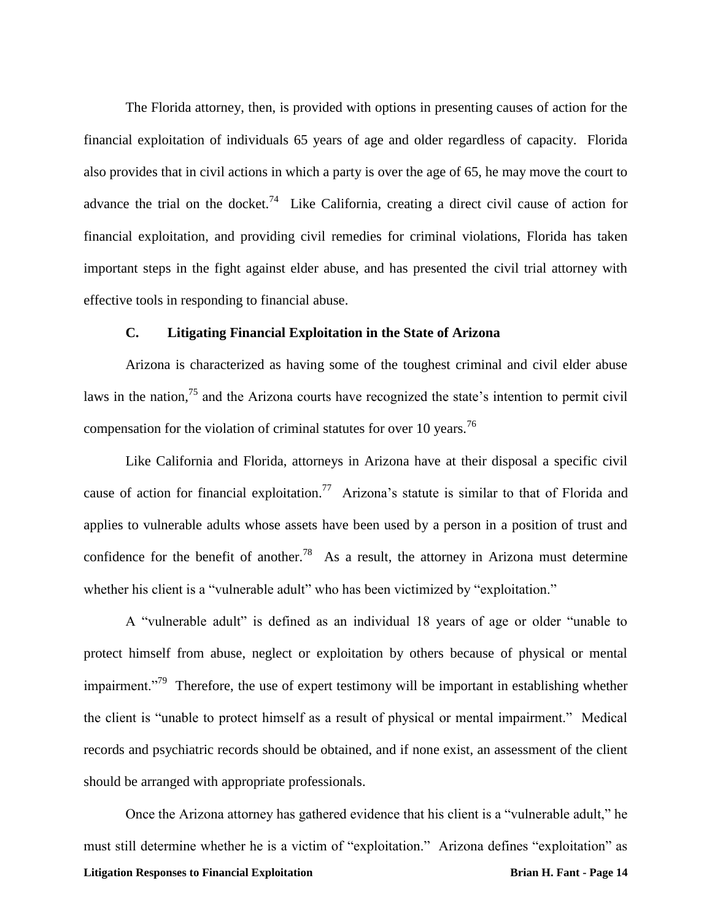The Florida attorney, then, is provided with options in presenting causes of action for the financial exploitation of individuals 65 years of age and older regardless of capacity. Florida also provides that in civil actions in which a party is over the age of 65, he may move the court to advance the trial on the docket.[74] Like California, creating a direct civil cause of action for financial exploitation, and providing civil remedies for criminal violations, Florida has taken important steps in the fight against elder abuse, and has presented the civil trial attorney with effective tools in responding to financial abuse.

### C. Litigating Financial Exploitation in the State of Arizona

Arizona is characterized as having some of the toughest criminal and civil elder abuse laws in the nation,[75] and the Arizona courts have recognized the state's intention to permit civil compensation for the violation of criminal statutes for over 10 years.[76]

Like California and Florida, attorneys in Arizona have at their disposal a specific civil cause of action for financial exploitation.[77] Arizona's statute is similar to that of Florida and applies to vulnerable adults whose assets have been used by a person in a position of trust and confidence for the benefit of another.[78] As a result, the attorney in Arizona must determine whether his client is a "vulnerable adult" who has been victimized by "exploitation."

A "vulnerable adult" is defined as an individual 18 years of age or older "unable to protect himself from abuse, neglect or exploitation by others because of physical or mental impairment."[79] Therefore, the use of expert testimony will be important in establishing whether the client is "unable to protect himself as a result of physical or mental impairment." Medical records and psychiatric records should be obtained, and if none exist, an assessment of the client should be arranged with appropriate professionals.

Once the Arizona attorney has gathered evidence that his client is a "vulnerable adult," he must still determine whether he is a victim of "exploitation." Arizona defines "exploitation" as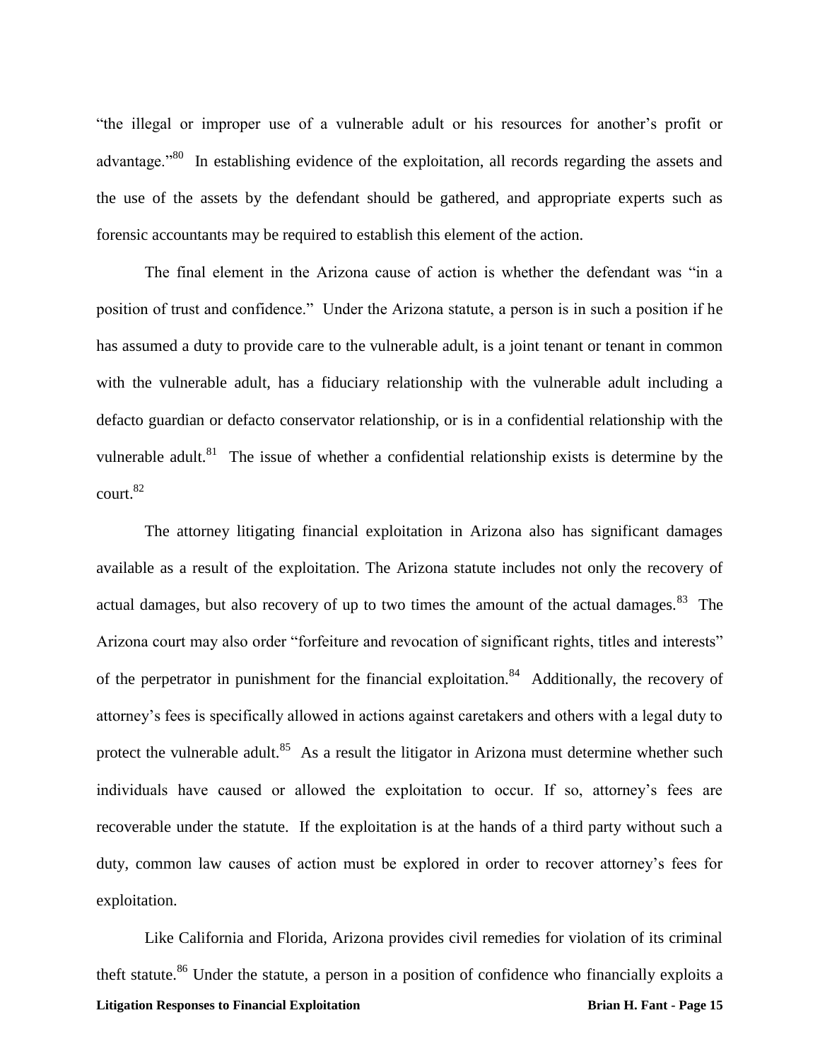"the illegal or improper use of a vulnerable adult or his resources for another's profit or advantage."[80] In establishing evidence of the exploitation, all records regarding the assets and the use of the assets by the defendant should be gathered, and appropriate experts such as forensic accountants may be required to establish this element of the action.

The final element in the Arizona cause of action is whether the defendant was "in a position of trust and confidence." Under the Arizona statute, a person is in such a position if he has assumed a duty to provide care to the vulnerable adult, is a joint tenant or tenant in common with the vulnerable adult, has a fiduciary relationship with the vulnerable adult including a defacto guardian or defacto conservator relationship, or is in a confidential relationship with the vulnerable adult.[81] The issue of whether a confidential relationship exists is determine by the court.[82]

The attorney litigating financial exploitation in Arizona also has significant damages available as a result of the exploitation. The Arizona statute includes not only the recovery of actual damages, but also recovery of up to two times the amount of the actual damages.[83] The Arizona court may also order "forfeiture and revocation of significant rights, titles and interests" of the perpetrator in punishment for the financial exploitation.[84] Additionally, the recovery of attorney's fees is specifically allowed in actions against caretakers and others with a legal duty to protect the vulnerable adult.[85] As a result the litigator in Arizona must determine whether such individuals have caused or allowed the exploitation to occur. If so, attorney's fees are recoverable under the statute. If the exploitation is at the hands of a third party without such a duty, common law causes of action must be explored in order to recover attorney's fees for exploitation.

Like California and Florida, Arizona provides civil remedies for violation of its criminal theft statute.[86] Under the statute, a person in a position of confidence who financially exploits a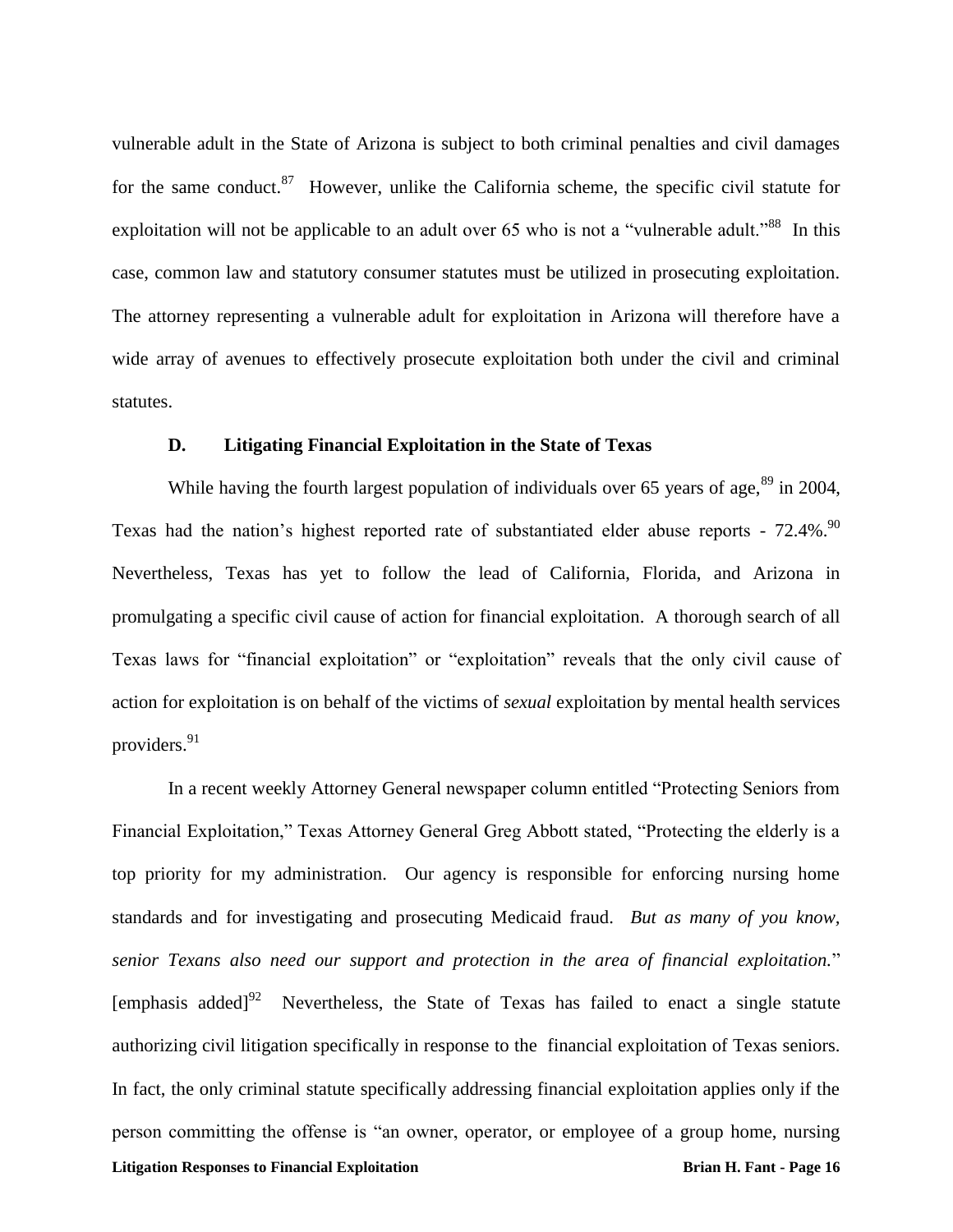vulnerable adult in the State of Arizona is subject to both criminal penalties and civil damages for the same conduct.[87] However, unlike the California scheme, the specific civil statute for exploitation will not be applicable to an adult over 65 who is not a "vulnerable adult."[88] In this case, common law and statutory consumer statutes must be utilized in prosecuting exploitation. The attorney representing a vulnerable adult for exploitation in Arizona will therefore have a wide array of avenues to effectively prosecute exploitation both under the civil and criminal statutes.

### D. Litigating Financial Exploitation in the State of Texas

While having the fourth largest population of individuals over 65 years of age,[89] in 2004, Texas had the nation's highest reported rate of substantiated elder abuse reports - 72.4%.[90] Nevertheless, Texas has yet to follow the lead of California, Florida, and Arizona in promulgating a specific civil cause of action for financial exploitation. A thorough search of all Texas laws for "financial exploitation" or "exploitation" reveals that the only civil cause of action for exploitation is on behalf of the victims of *sexual* exploitation by mental health services providers.[91]

In a recent weekly Attorney General newspaper column entitled "Protecting Seniors from Financial Exploitation," Texas Attorney General Greg Abbott stated, "Protecting the elderly is a top priority for my administration. Our agency is responsible for enforcing nursing home standards and for investigating and prosecuting Medicaid fraud. *But as many of you know, senior Texans also need our support and protection in the area of financial exploitation.*" [emphasis added][92] Nevertheless, the State of Texas has failed to enact a single statute authorizing civil litigation specifically in response to the financial exploitation of Texas seniors. In fact, the only criminal statute specifically addressing financial exploitation applies only if the person committing the offense is "an owner, operator, or employee of a group home, nursing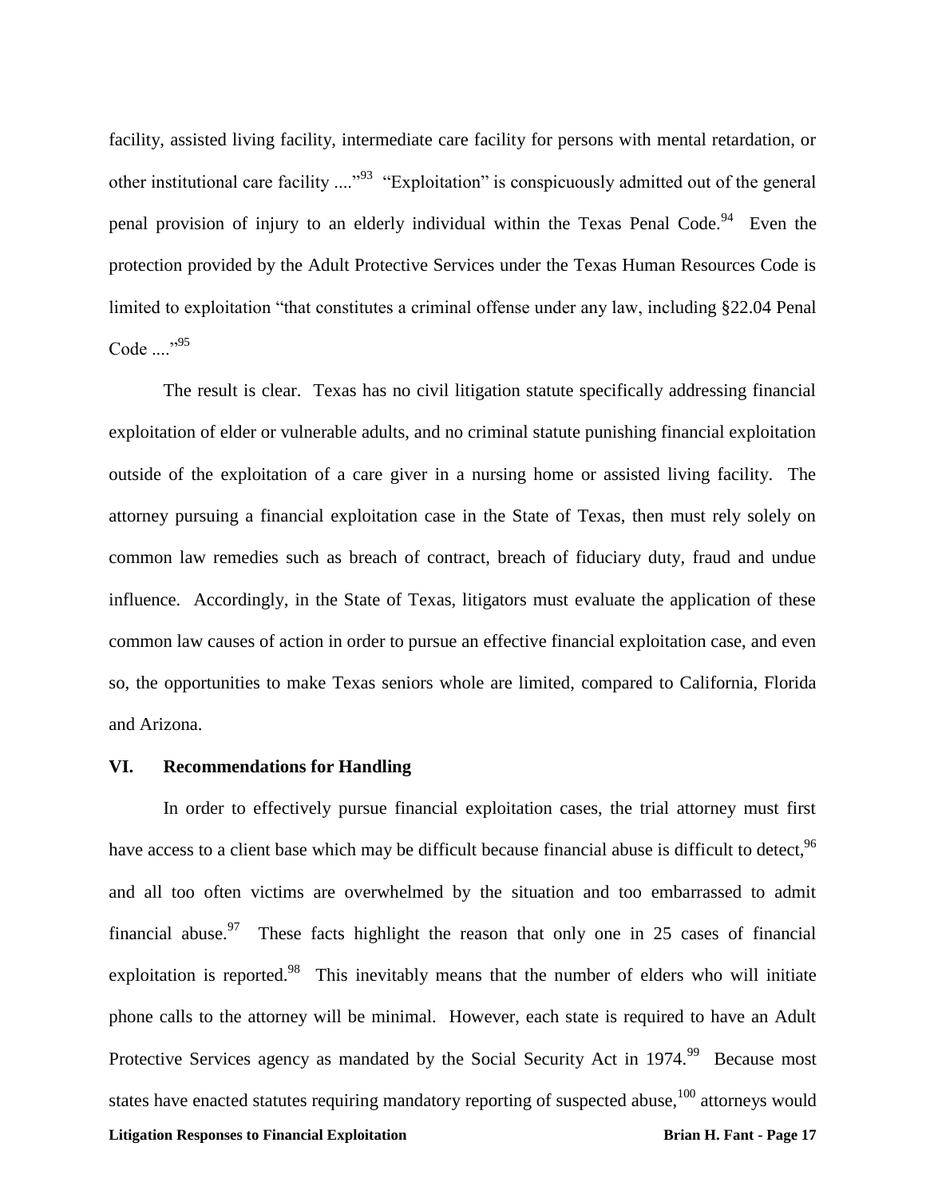facility, assisted living facility, intermediate care facility for persons with mental retardation, or other institutional care facility ...."[93] "Exploitation" is conspicuously admitted out of the general penal provision of injury to an elderly individual within the Texas Penal Code.[94] Even the protection provided by the Adult Protective Services under the Texas Human Resources Code is limited to exploitation "that constitutes a criminal offense under any law, including §22.04 Penal Code ...."[95]

The result is clear. Texas has no civil litigation statute specifically addressing financial exploitation of elder or vulnerable adults, and no criminal statute punishing financial exploitation outside of the exploitation of a care giver in a nursing home or assisted living facility. The attorney pursuing a financial exploitation case in the State of Texas, then must rely solely on common law remedies such as breach of contract, breach of fiduciary duty, fraud and undue influence. Accordingly, in the State of Texas, litigators must evaluate the application of these common law causes of action in order to pursue an effective financial exploitation case, and even so, the opportunities to make Texas seniors whole are limited, compared to California, Florida and Arizona.

## VI. Recommendations for Handling

In order to effectively pursue financial exploitation cases, the trial attorney must first have access to a client base which may be difficult because financial abuse is difficult to detect,[96] and all too often victims are overwhelmed by the situation and too embarrassed to admit financial abuse.[97] These facts highlight the reason that only one in 25 cases of financial exploitation is reported.[98] This inevitably means that the number of elders who will initiate phone calls to the attorney will be minimal. However, each state is required to have an Adult Protective Services agency as mandated by the Social Security Act in 1974.[99] Because most states have enacted statutes requiring mandatory reporting of suspected abuse,[100] attorneys would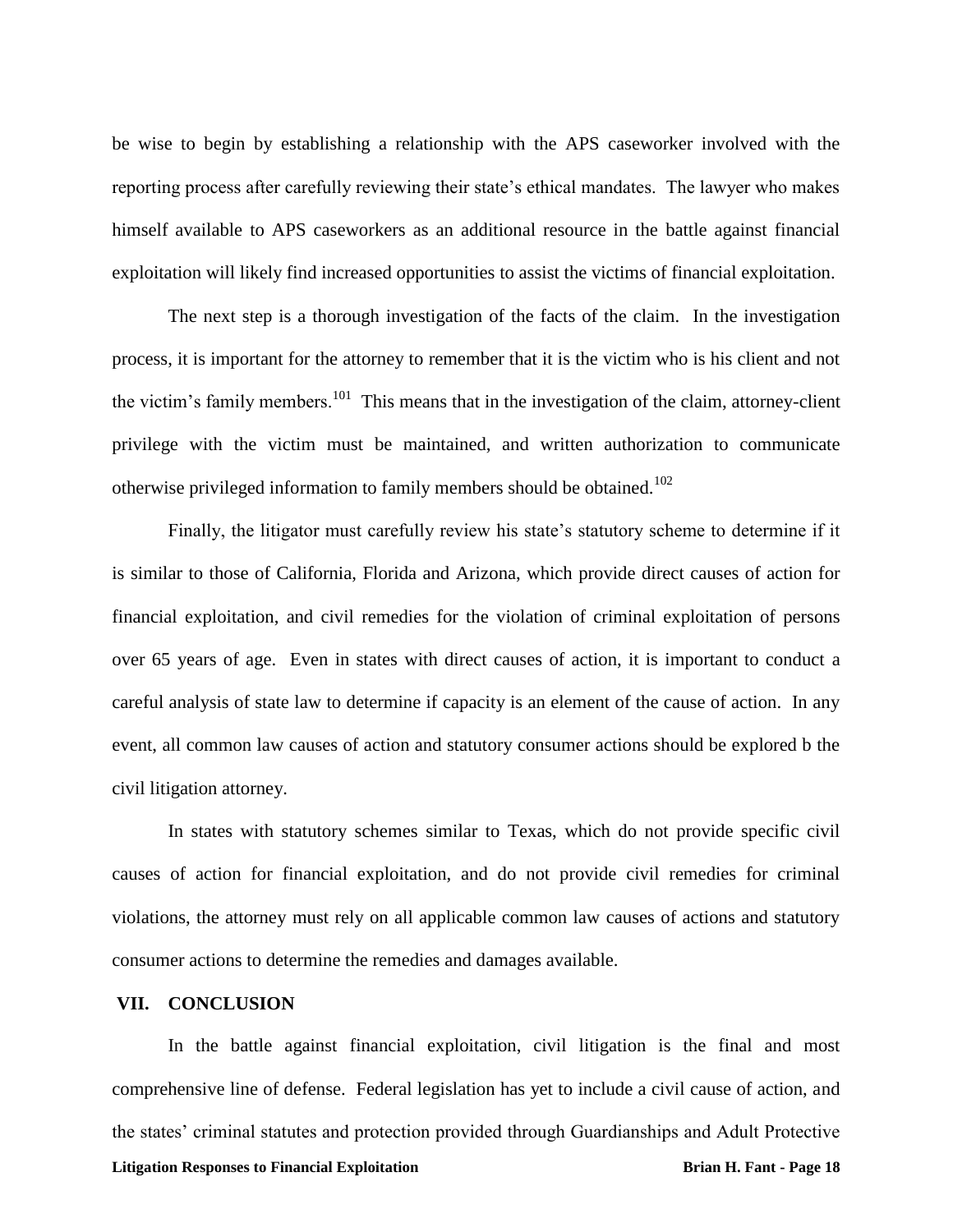be wise to begin by establishing a relationship with the APS caseworker involved with the reporting process after carefully reviewing their state's ethical mandates. The lawyer who makes himself available to APS caseworkers as an additional resource in the battle against financial exploitation will likely find increased opportunities to assist the victims of financial exploitation.

The next step is a thorough investigation of the facts of the claim. In the investigation process, it is important for the attorney to remember that it is the victim who is his client and not the victim's family members.[101] This means that in the investigation of the claim, attorney-client privilege with the victim must be maintained, and written authorization to communicate otherwise privileged information to family members should be obtained.[102]

Finally, the litigator must carefully review his state's statutory scheme to determine if it is similar to those of California, Florida and Arizona, which provide direct causes of action for financial exploitation, and civil remedies for the violation of criminal exploitation of persons over 65 years of age. Even in states with direct causes of action, it is important to conduct a careful analysis of state law to determine if capacity is an element of the cause of action. In any event, all common law causes of action and statutory consumer actions should be explored b the civil litigation attorney.

In states with statutory schemes similar to Texas, which do not provide specific civil causes of action for financial exploitation, and do not provide civil remedies for criminal violations, the attorney must rely on all applicable common law causes of actions and statutory consumer actions to determine the remedies and damages available.

## VII. CONCLUSION

In the battle against financial exploitation, civil litigation is the final and most comprehensive line of defense. Federal legislation has yet to include a civil cause of action, and the states' criminal statutes and protection provided through Guardianships and Adult Protective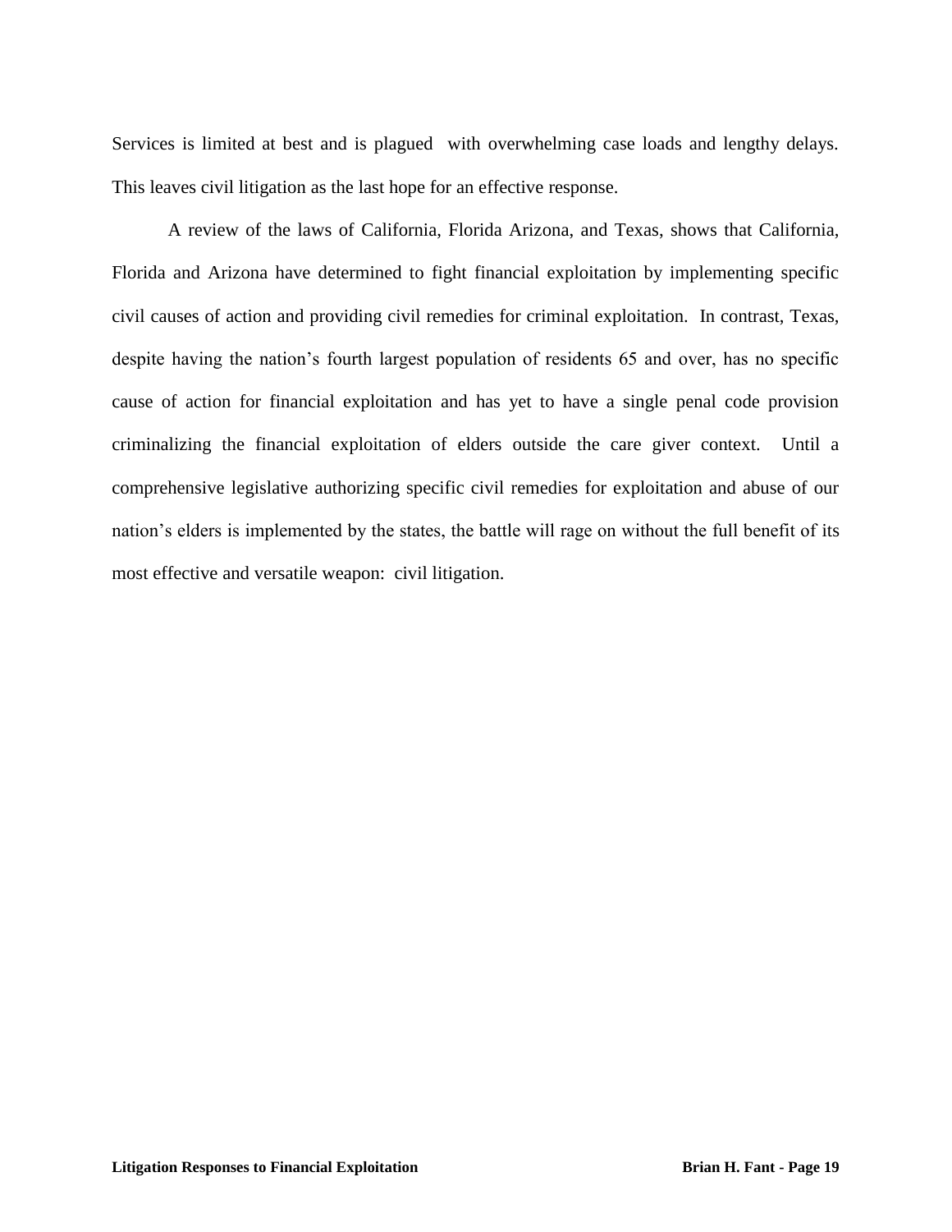Services is limited at best and is plagued with overwhelming case loads and lengthy delays. This leaves civil litigation as the last hope for an effective response.

A review of the laws of California, Florida Arizona, and Texas, shows that California, Florida and Arizona have determined to fight financial exploitation by implementing specific civil causes of action and providing civil remedies for criminal exploitation. In contrast, Texas, despite having the nation's fourth largest population of residents 65 and over, has no specific cause of action for financial exploitation and has yet to have a single penal code provision criminalizing the financial exploitation of elders outside the care giver context. Until a comprehensive legislative authorizing specific civil remedies for exploitation and abuse of our nation's elders is implemented by the states, the battle will rage on without the full benefit of its most effective and versatile weapon: civil litigation.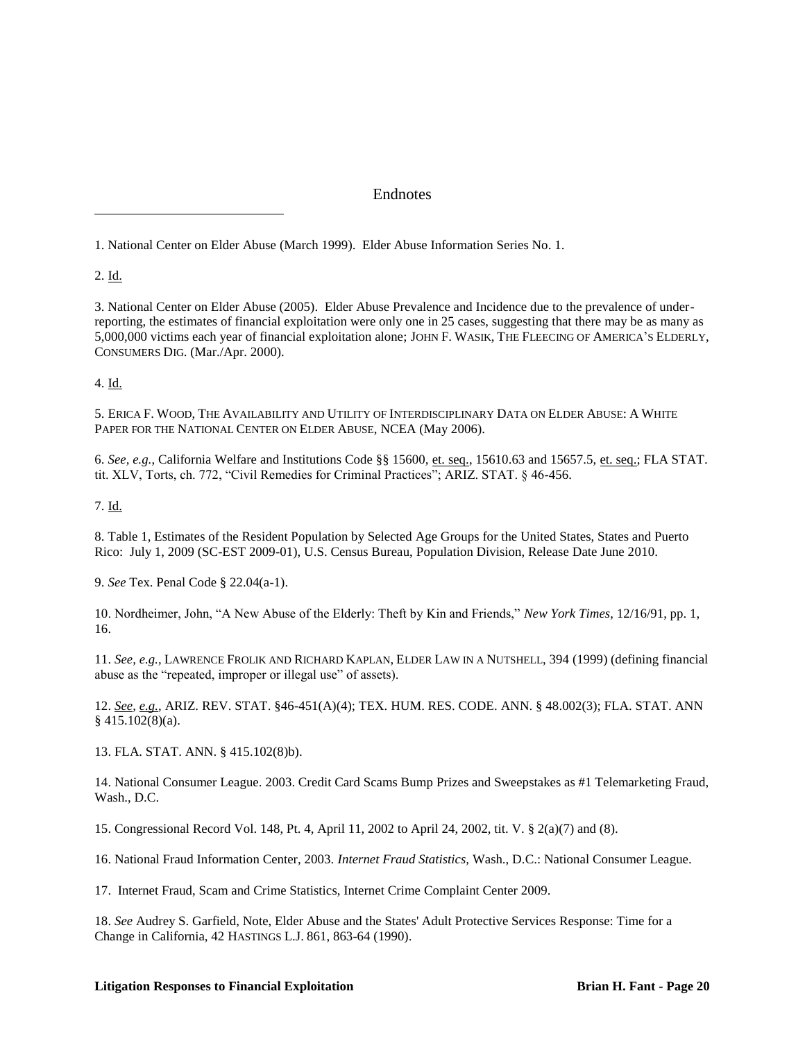# Endnotes

1. National Center on Elder Abuse (March 1999). Elder Abuse Information Series No. 1.

2. Id.

3. National Center on Elder Abuse (2005). Elder Abuse Prevalence and Incidence due to the prevalence of under-reporting, the estimates of financial exploitation were only one in 25 cases, suggesting that there may be as many as 5,000,000 victims each year of financial exploitation alone; JOHN F. WASIK, THE FLEECING OF AMERICA'S ELDERLY, CONSUMERS DIG. (Mar./Apr. 2000).

4. Id.

5. ERICA F. WOOD, THE AVAILABILITY AND UTILITY OF INTERDISCIPLINARY DATA ON ELDER ABUSE: A WHITE PAPER FOR THE NATIONAL CENTER ON ELDER ABUSE, NCEA (May 2006).

6. *See, e.g.,* California Welfare and Institutions Code §§ 15600, et. seq., 15610.63 and 15657.5, et. seq.; FLA STAT. tit. XLV, Torts, ch. 772, "Civil Remedies for Criminal Practices"; ARIZ. STAT. § 46-456.

7. Id.

8. Table 1, Estimates of the Resident Population by Selected Age Groups for the United States, States and Puerto Rico: July 1, 2009 (SC-EST 2009-01), U.S. Census Bureau, Population Division, Release Date June 2010.

9. *See* Tex. Penal Code § 22.04(a-1).

10. Nordheimer, John, "A New Abuse of the Elderly: Theft by Kin and Friends," *New York Times*, 12/16/91, pp. 1, 16.

11. *See, e.g.,* LAWRENCE FROLIK AND RICHARD KAPLAN, ELDER LAW IN A NUTSHELL, 394 (1999) (defining financial abuse as the "repeated, improper or illegal use" of assets).

12. *See, e.g.,* ARIZ. REV. STAT. §46-451(A)(4); TEX. HUM. RES. CODE. ANN. § 48.002(3); FLA. STAT. ANN § 415.102(8)(a).

13. FLA. STAT. ANN. § 415.102(8)b).

14. National Consumer League. 2003. Credit Card Scams Bump Prizes and Sweepstakes as #1 Telemarketing Fraud, Wash., D.C.

15. Congressional Record Vol. 148, Pt. 4, April 11, 2002 to April 24, 2002, tit. V. § 2(a)(7) and (8).

16. National Fraud Information Center, 2003. *Internet Fraud Statistics*, Wash., D.C.: National Consumer League.

17. Internet Fraud, Scam and Crime Statistics, Internet Crime Complaint Center 2009.

18. *See* Audrey S. Garfield, Note, Elder Abuse and the States' Adult Protective Services Response: Time for a Change in California, 42 HASTINGS L.J. 861, 863-64 (1990).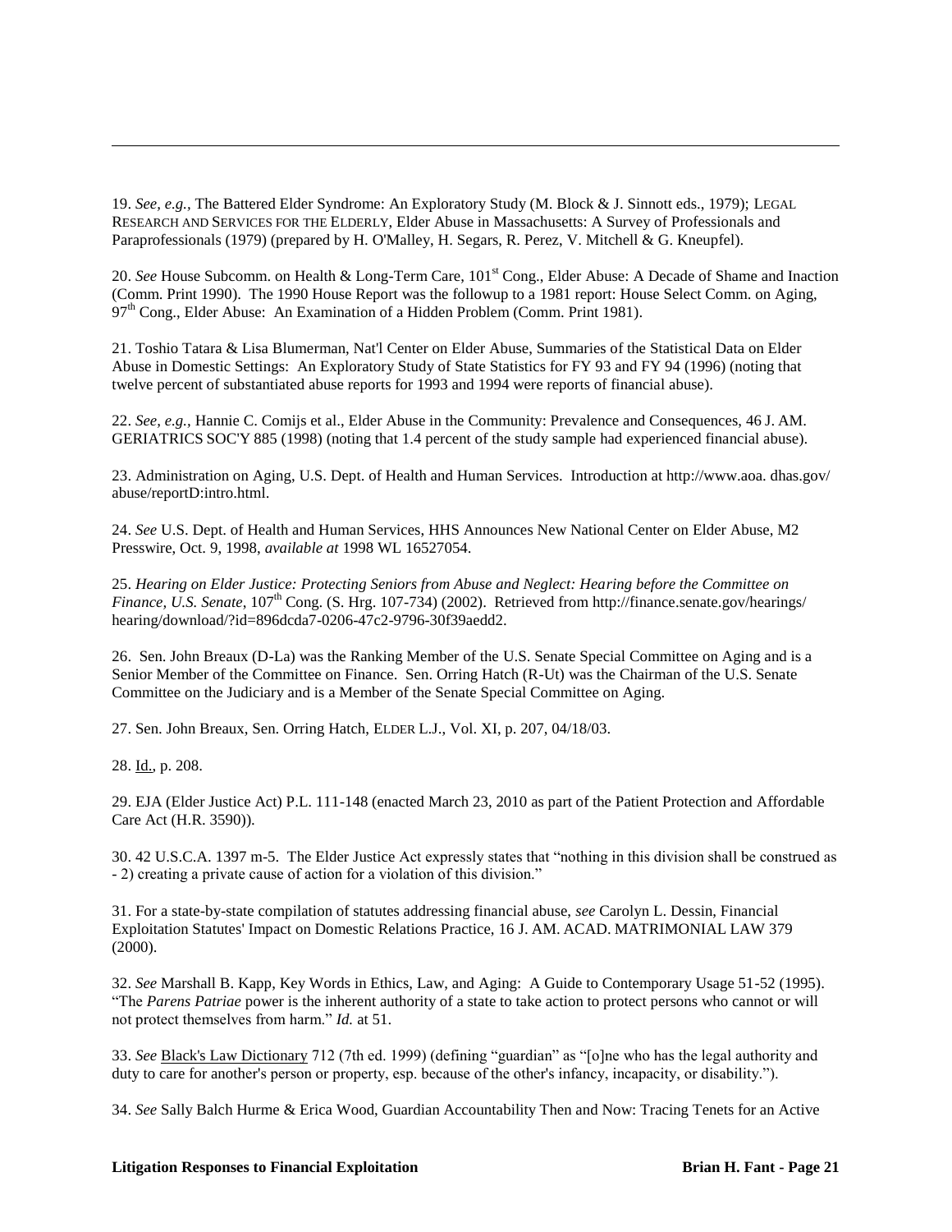19. *See, e.g.*, The Battered Elder Syndrome: An Exploratory Study (M. Block & J. Sinnott eds., 1979); LEGAL RESEARCH AND SERVICES FOR THE ELDERLY, Elder Abuse in Massachusetts: A Survey of Professionals and Paraprofessionals (1979) (prepared by H. O'Malley, H. Segars, R. Perez, V. Mitchell & G. Kneupfel).

20. *See* House Subcomm. on Health & Long-Term Care, 101st Cong., Elder Abuse: A Decade of Shame and Inaction (Comm. Print 1990). The 1990 House Report was the followup to a 1981 report: House Select Comm. on Aging, 97th Cong., Elder Abuse: An Examination of a Hidden Problem (Comm. Print 1981).

21. Toshio Tatara & Lisa Blumerman, Nat'l Center on Elder Abuse, Summaries of the Statistical Data on Elder Abuse in Domestic Settings: An Exploratory Study of State Statistics for FY 93 and FY 94 (1996) (noting that twelve percent of substantiated abuse reports for 1993 and 1994 were reports of financial abuse).

22. *See, e.g.*, Hannie C. Comijs et al., Elder Abuse in the Community: Prevalence and Consequences, 46 J. AM. GERIATRICS SOC'Y 885 (1998) (noting that 1.4 percent of the study sample had experienced financial abuse).

23. Administration on Aging, U.S. Dept. of Health and Human Services. Introduction at http://www.aoa. dhas.gov/ abuse/reportD:intro.html.

24. *See* U.S. Dept. of Health and Human Services, HHS Announces New National Center on Elder Abuse, M2 Presswire, Oct. 9, 1998, *available at* 1998 WL 16527054.

25. *Hearing on Elder Justice: Protecting Seniors from Abuse and Neglect: Hearing before the Committee on Finance, U.S. Senate*, 107th Cong. (S. Hrg. 107-734) (2002). Retrieved from http://finance.senate.gov/hearings/ hearing/download/?id=896dcda7-0206-47c2-9796-30f39aedd2.

26. Sen. John Breaux (D-La) was the Ranking Member of the U.S. Senate Special Committee on Aging and is a Senior Member of the Committee on Finance. Sen. Orring Hatch (R-Ut) was the Chairman of the U.S. Senate Committee on the Judiciary and is a Member of the Senate Special Committee on Aging.

27. Sen. John Breaux, Sen. Orring Hatch, ELDER L.J., Vol. XI, p. 207, 04/18/03.

28. Id., p. 208.

29. EJA (Elder Justice Act) P.L. 111-148 (enacted March 23, 2010 as part of the Patient Protection and Affordable Care Act (H.R. 3590)).

30. 42 U.S.C.A. 1397 m-5. The Elder Justice Act expressly states that "nothing in this division shall be construed as - 2) creating a private cause of action for a violation of this division."

31. For a state-by-state compilation of statutes addressing financial abuse, *see* Carolyn L. Dessin, Financial Exploitation Statutes' Impact on Domestic Relations Practice, 16 J. AM. ACAD. MATRIMONIAL LAW 379 (2000).

32. *See* Marshall B. Kapp, Key Words in Ethics, Law, and Aging: A Guide to Contemporary Usage 51-52 (1995). "The *Parens Patriae* power is the inherent authority of a state to take action to protect persons who cannot or will not protect themselves from harm." *Id.* at 51.

33. *See* Black's Law Dictionary 712 (7th ed. 1999) (defining "guardian" as "[o]ne who has the legal authority and duty to care for another's person or property, esp. because of the other's infancy, incapacity, or disability.").

34. *See* Sally Balch Hurme & Erica Wood, Guardian Accountability Then and Now: Tracing Tenets for an Active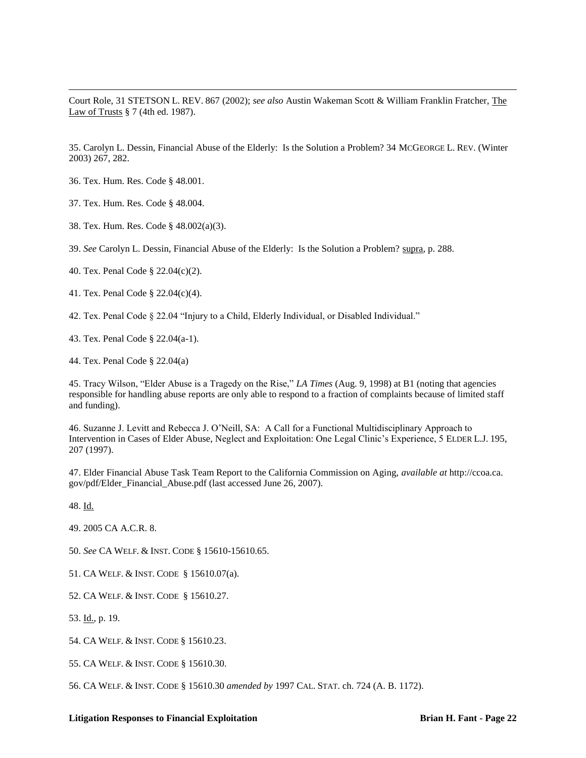Court Role, 31 STETSON L. REV. 867 (2002); *see also* Austin Wakeman Scott & William Franklin Fratcher, The Law of Trusts § 7 (4th ed. 1987).

35. Carolyn L. Dessin, Financial Abuse of the Elderly: Is the Solution a Problem? 34 MCGEORGE L. REV. (Winter 2003) 267, 282.

36. Tex. Hum. Res. Code § 48.001.

37. Tex. Hum. Res. Code § 48.004.

38. Tex. Hum. Res. Code § 48.002(a)(3).

39. *See* Carolyn L. Dessin, Financial Abuse of the Elderly: Is the Solution a Problem? supra, p. 288.

40. Tex. Penal Code § 22.04(c)(2).

41. Tex. Penal Code § 22.04(c)(4).

42. Tex. Penal Code § 22.04 "Injury to a Child, Elderly Individual, or Disabled Individual."

43. Tex. Penal Code § 22.04(a-1).

44. Tex. Penal Code § 22.04(a)

45. Tracy Wilson, "Elder Abuse is a Tragedy on the Rise," *LA Times* (Aug. 9, 1998) at B1 (noting that agencies responsible for handling abuse reports are only able to respond to a fraction of complaints because of limited staff and funding).

46. Suzanne J. Levitt and Rebecca J. O'Neill, SA: A Call for a Functional Multidisciplinary Approach to Intervention in Cases of Elder Abuse, Neglect and Exploitation: One Legal Clinic's Experience, 5 ELDER L.J. 195, 207 (1997).

47. Elder Financial Abuse Task Team Report to the California Commission on Aging, *available at* http://ccoa.ca.gov/pdf/Elder_Financial_Abuse.pdf (last accessed June 26, 2007).

48. Id.

49. 2005 CA A.C.R. 8.

50. *See* CA WELF. & INST. CODE § 15610-15610.65.

51. CA WELF. & INST. CODE § 15610.07(a).

52. CA WELF. & INST. CODE § 15610.27.

53. Id., p. 19.

54. CA WELF. & INST. CODE § 15610.23.

55. CA WELF. & INST. CODE § 15610.30.

56. CA WELF. & INST. CODE § 15610.30 *amended by* 1997 CAL. STAT. ch. 724 (A. B. 1172).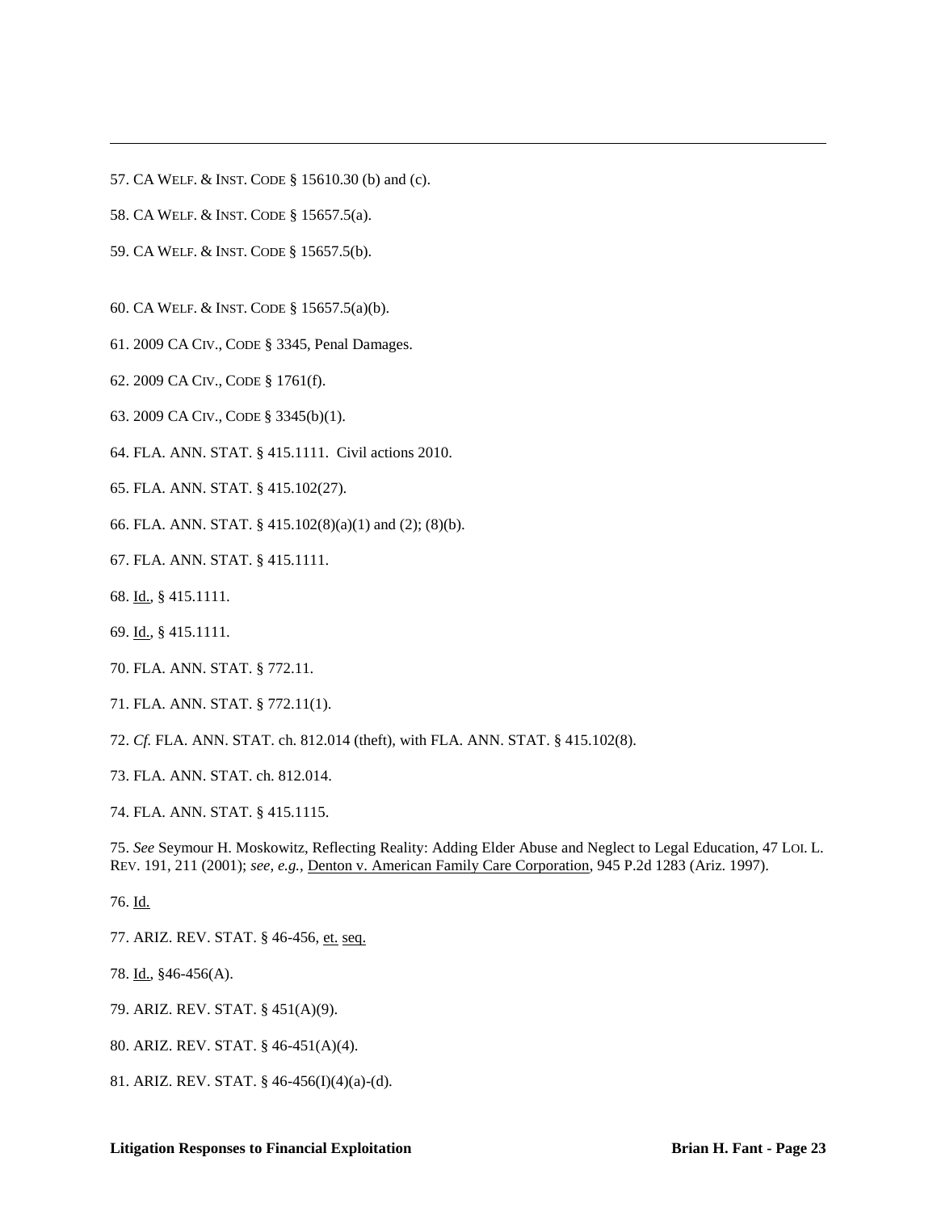57. CA WELF. & INST. CODE § 15610.30 (b) and (c).

58. CA WELF. & INST. CODE § 15657.5(a).

59. CA WELF. & INST. CODE § 15657.5(b).

60. CA WELF. & INST. CODE § 15657.5(a)(b).

61. 2009 CA CIV., CODE § 3345, Penal Damages.

62. 2009 CA CIV., CODE § 1761(f).

63. 2009 CA CIV., CODE § 3345(b)(1).

64. FLA. ANN. STAT. § 415.1111. Civil actions 2010.

65. FLA. ANN. STAT. § 415.102(27).

66. FLA. ANN. STAT. § 415.102(8)(a)(1) and (2); (8)(b).

67. FLA. ANN. STAT. § 415.1111.

68. Id., § 415.1111.

69. Id., § 415.1111.

70. FLA. ANN. STAT. § 772.11.

71. FLA. ANN. STAT. § 772.11(1).

72. *Cf.* FLA. ANN. STAT. ch. 812.014 (theft), with FLA. ANN. STAT. § 415.102(8).

73. FLA. ANN. STAT. ch. 812.014.

74. FLA. ANN. STAT. § 415.1115.

75. *See* Seymour H. Moskowitz, Reflecting Reality: Adding Elder Abuse and Neglect to Legal Education, 47 LOI. L. REV. 191, 211 (2001); *see, e.g.,* Denton v. American Family Care Corporation, 945 P.2d 1283 (Ariz. 1997).

76. Id.

77. ARIZ. REV. STAT. § 46-456, et. seq.

78. Id., §46-456(A).

79. ARIZ. REV. STAT. § 451(A)(9).

80. ARIZ. REV. STAT. § 46-451(A)(4).

81. ARIZ. REV. STAT. § 46-456(I)(4)(a)-(d).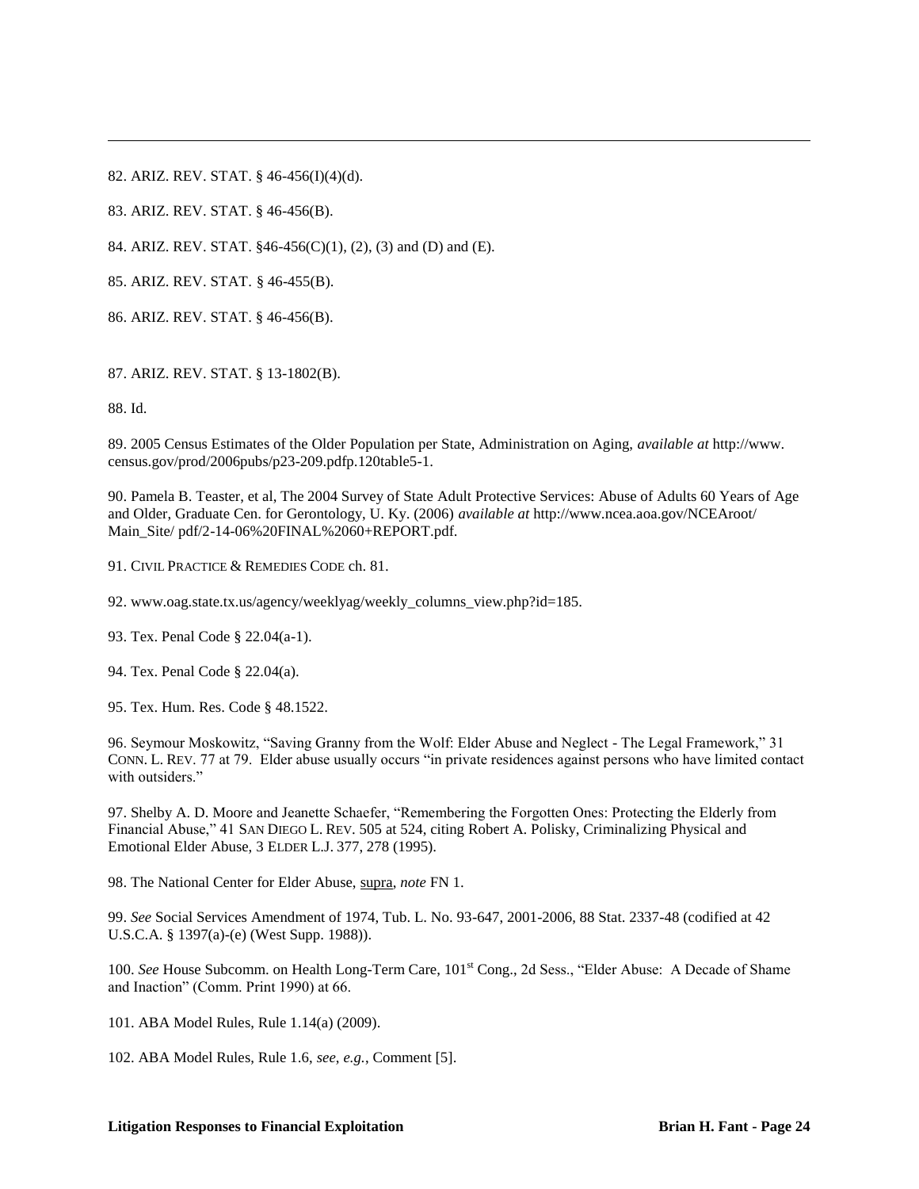82. ARIZ. REV. STAT. § 46-456(I)(4)(d).

83. ARIZ. REV. STAT. § 46-456(B).

84. ARIZ. REV. STAT. §46-456(C)(1), (2), (3) and (D) and (E).

85. ARIZ. REV. STAT. § 46-455(B).

86. ARIZ. REV. STAT. § 46-456(B).

87. ARIZ. REV. STAT. § 13-1802(B).

88. Id.

89. 2005 Census Estimates of the Older Population per State, Administration on Aging, *available at* http://www.census.gov/prod/2006pubs/p23-209.pdfp.120table5-1.

90. Pamela B. Teaster, et al, The 2004 Survey of State Adult Protective Services: Abuse of Adults 60 Years of Age and Older, Graduate Cen. for Gerontology, U. Ky. (2006) *available at* http://www.ncea.aoa.gov/NCEAroot/Main_Site/ pdf/2-14-06%20FINAL%2060+REPORT.pdf.

91. CIVIL PRACTICE & REMEDIES CODE ch. 81.

92. www.oag.state.tx.us/agency/weeklyag/weekly_columns_view.php?id=185.

93. Tex. Penal Code § 22.04(a-1).

94. Tex. Penal Code § 22.04(a).

95. Tex. Hum. Res. Code § 48.1522.

96. Seymour Moskowitz, "Saving Granny from the Wolf: Elder Abuse and Neglect - The Legal Framework," 31 CONN. L. REV. 77 at 79. Elder abuse usually occurs "in private residences against persons who have limited contact with outsiders."

97. Shelby A. D. Moore and Jeanette Schaefer, "Remembering the Forgotten Ones: Protecting the Elderly from Financial Abuse," 41 SAN DIEGO L. REV. 505 at 524, citing Robert A. Polisky, Criminalizing Physical and Emotional Elder Abuse, 3 ELDER L.J. 377, 278 (1995).

98. The National Center for Elder Abuse, supra, *note* FN 1.

99. *See* Social Services Amendment of 1974, Tub. L. No. 93-647, 2001-2006, 88 Stat. 2337-48 (codified at 42 U.S.C.A. § 1397(a)-(e) (West Supp. 1988)).

100. *See* House Subcomm. on Health Long-Term Care, 101st Cong., 2d Sess., "Elder Abuse: A Decade of Shame and Inaction" (Comm. Print 1990) at 66.

101. ABA Model Rules, Rule 1.14(a) (2009).

102. ABA Model Rules, Rule 1.6, *see, e.g.*, Comment [5].